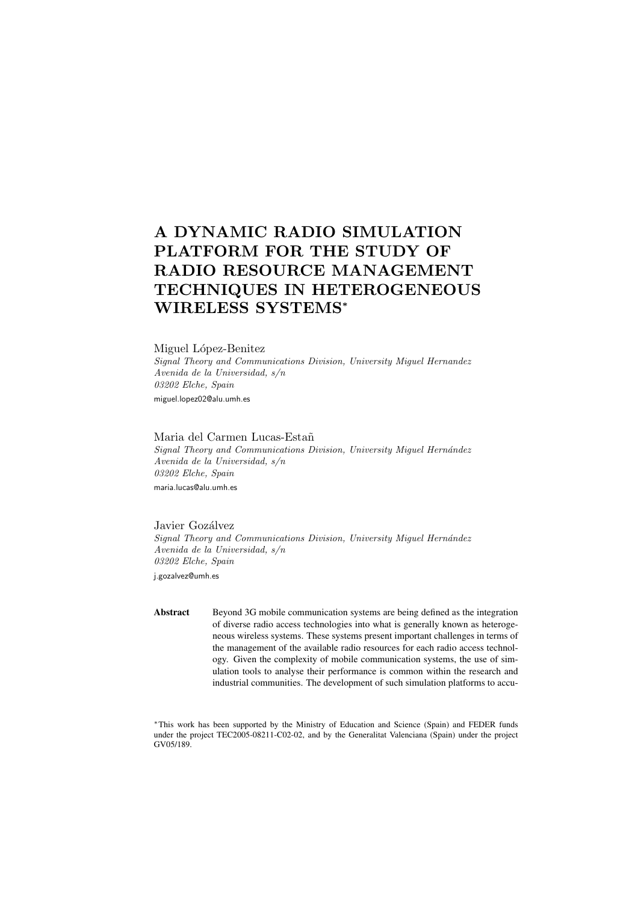# A DYNAMIC RADIO SIMULATION PLATFORM FOR THE STUDY OF RADIO RESOURCE MANAGEMENT TECHNIQUES IN HETEROGENEOUS WIRELESS SYSTEMS*

Miguel López-Benitez
*Signal Theory and Communications Division, University Miguel Hernandez*
*Avenida de la Universidad, s/n*
*03202 Elche, Spain*
miguel.lopez02@alu.umh.es

Maria del Carmen Lucas-Estañ
*Signal Theory and Communications Division, University Miguel Hernández*
*Avenida de la Universidad, s/n*
*03202 Elche, Spain*
maria.lucas@alu.umh.es

Javier Gozálvez
*Signal Theory and Communications Division, University Miguel Hernández*
*Avenida de la Universidad, s/n*
*03202 Elche, Spain*
j.gozalvez@umh.es

**Abstract** Beyond 3G mobile communication systems are being defined as the integration of diverse radio access technologies into what is generally known as heterogeneous wireless systems. These systems present important challenges in terms of the management of the available radio resources for each radio access technology. Given the complexity of mobile communication systems, the use of simulation tools to analyse their performance is common within the research and industrial communities. The development of such simulation platforms to accu-

*This work has been supported by the Ministry of Education and Science (Spain) and FEDER funds under the project TEC2005-08211-C02-02, and by the Generalitat Valenciana (Spain) under the project GV05/189.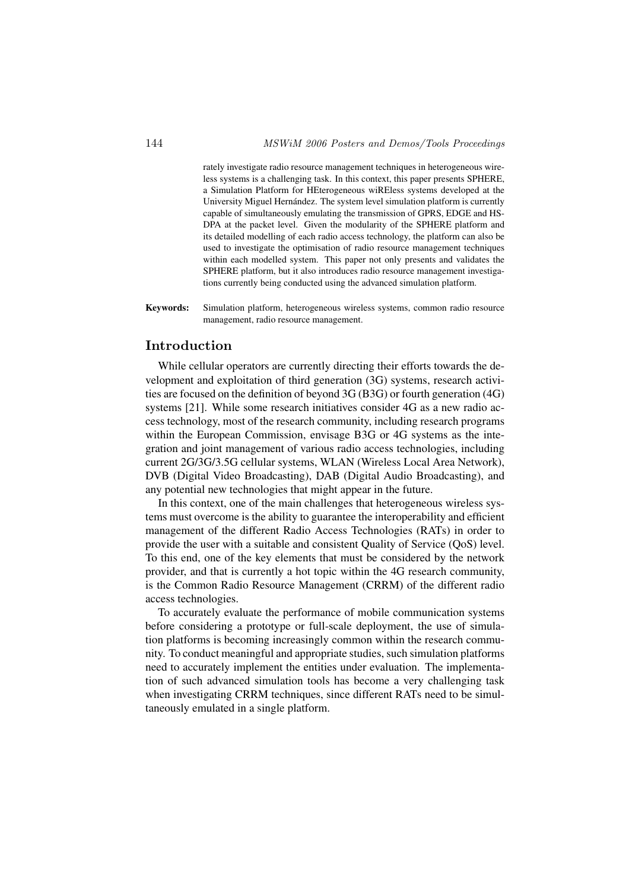rately investigate radio resource management techniques in heterogeneous wireless systems is a challenging task. In this context, this paper presents SPHERE, a Simulation Platform for HEterogeneous wiREless systems developed at the University Miguel Hernández. The system level simulation platform is currently capable of simultaneously emulating the transmission of GPRS, EDGE and HSDPA at the packet level. Given the modularity of the SPHERE platform and its detailed modelling of each radio access technology, the platform can also be used to investigate the optimisation of radio resource management techniques within each modelled system. This paper not only presents and validates the SPHERE platform, but it also introduces radio resource management investigations currently being conducted using the advanced simulation platform.

**Keywords:** Simulation platform, heterogeneous wireless systems, common radio resource management, radio resource management.

## Introduction

While cellular operators are currently directing their efforts towards the development and exploitation of third generation (3G) systems, research activities are focused on the definition of beyond 3G (B3G) or fourth generation (4G) systems [21]. While some research initiatives consider 4G as a new radio access technology, most of the research community, including research programs within the European Commission, envisage B3G or 4G systems as the integration and joint management of various radio access technologies, including current 2G/3G/3.5G cellular systems, WLAN (Wireless Local Area Network), DVB (Digital Video Broadcasting), DAB (Digital Audio Broadcasting), and any potential new technologies that might appear in the future.

In this context, one of the main challenges that heterogeneous wireless systems must overcome is the ability to guarantee the interoperability and efficient management of the different Radio Access Technologies (RATs) in order to provide the user with a suitable and consistent Quality of Service (QoS) level. To this end, one of the key elements that must be considered by the network provider, and that is currently a hot topic within the 4G research community, is the Common Radio Resource Management (CRRM) of the different radio access technologies.

To accurately evaluate the performance of mobile communication systems before considering a prototype or full-scale deployment, the use of simulation platforms is becoming increasingly common within the research community. To conduct meaningful and appropriate studies, such simulation platforms need to accurately implement the entities under evaluation. The implementation of such advanced simulation tools has become a very challenging task when investigating CRRM techniques, since different RATs need to be simultaneously emulated in a single platform.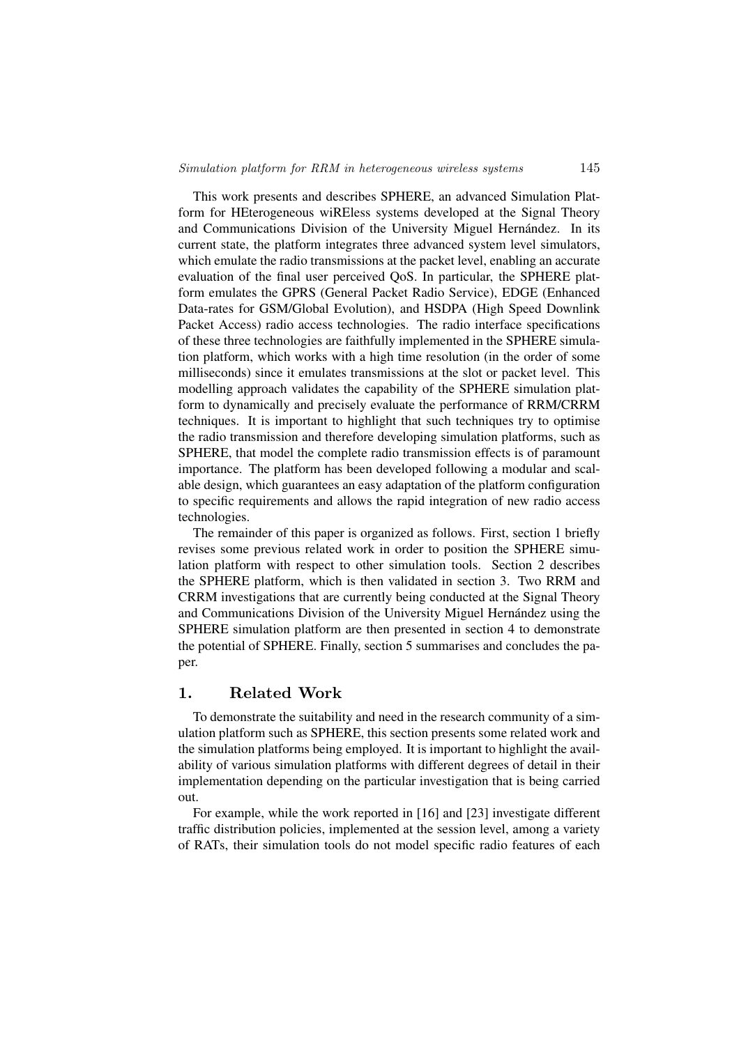This work presents and describes SPHERE, an advanced Simulation Platform for HEterogeneous wiREless systems developed at the Signal Theory and Communications Division of the University Miguel Hernández. In its current state, the platform integrates three advanced system level simulators, which emulate the radio transmissions at the packet level, enabling an accurate evaluation of the final user perceived QoS. In particular, the SPHERE platform emulates the GPRS (General Packet Radio Service), EDGE (Enhanced Data-rates for GSM/Global Evolution), and HSDPA (High Speed Downlink Packet Access) radio access technologies. The radio interface specifications of these three technologies are faithfully implemented in the SPHERE simulation platform, which works with a high time resolution (in the order of some milliseconds) since it emulates transmissions at the slot or packet level. This modelling approach validates the capability of the SPHERE simulation platform to dynamically and precisely evaluate the performance of RRM/CRRM techniques. It is important to highlight that such techniques try to optimise the radio transmission and therefore developing simulation platforms, such as SPHERE, that model the complete radio transmission effects is of paramount importance. The platform has been developed following a modular and scalable design, which guarantees an easy adaptation of the platform configuration to specific requirements and allows the rapid integration of new radio access technologies.

The remainder of this paper is organized as follows. First, section 1 briefly revises some previous related work in order to position the SPHERE simulation platform with respect to other simulation tools. Section 2 describes the SPHERE platform, which is then validated in section 3. Two RRM and CRRM investigations that are currently being conducted at the Signal Theory and Communications Division of the University Miguel Hernández using the SPHERE simulation platform are then presented in section 4 to demonstrate the potential of SPHERE. Finally, section 5 summarises and concludes the paper.

## 1. Related Work

To demonstrate the suitability and need in the research community of a simulation platform such as SPHERE, this section presents some related work and the simulation platforms being employed. It is important to highlight the availability of various simulation platforms with different degrees of detail in their implementation depending on the particular investigation that is being carried out.

For example, while the work reported in [16] and [23] investigate different traffic distribution policies, implemented at the session level, among a variety of RATs, their simulation tools do not model specific radio features of each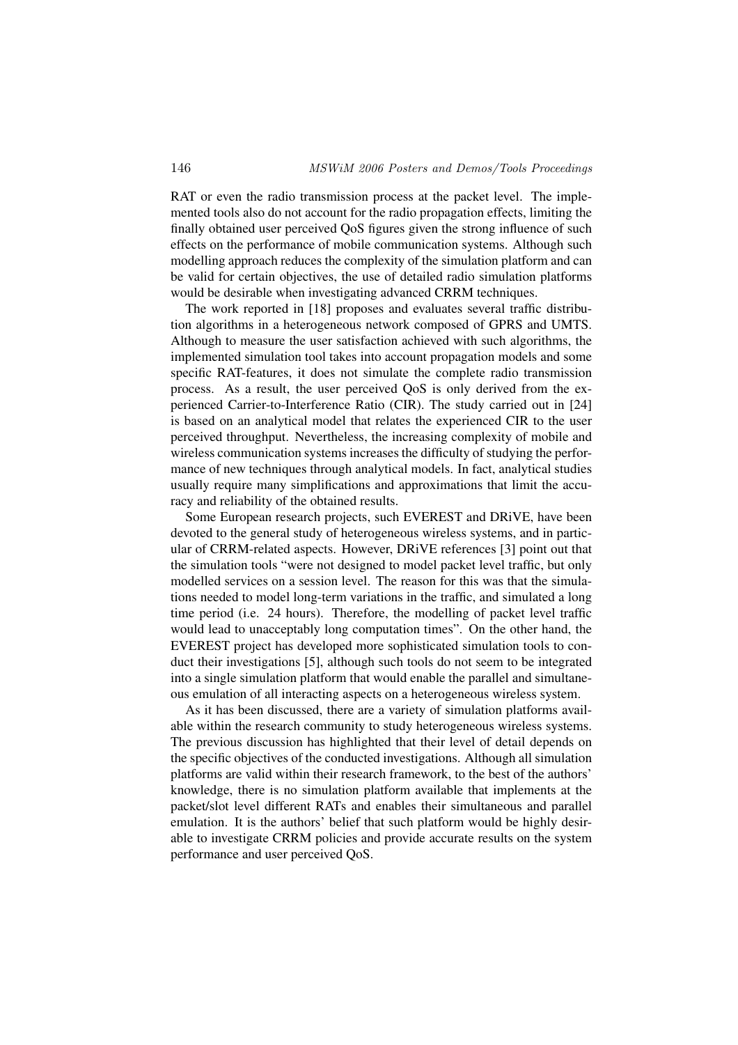RAT or even the radio transmission process at the packet level. The implemented tools also do not account for the radio propagation effects, limiting the finally obtained user perceived QoS figures given the strong influence of such effects on the performance of mobile communication systems. Although such modelling approach reduces the complexity of the simulation platform and can be valid for certain objectives, the use of detailed radio simulation platforms would be desirable when investigating advanced CRRM techniques.

The work reported in [18] proposes and evaluates several traffic distribution algorithms in a heterogeneous network composed of GPRS and UMTS. Although to measure the user satisfaction achieved with such algorithms, the implemented simulation tool takes into account propagation models and some specific RAT-features, it does not simulate the complete radio transmission process. As a result, the user perceived QoS is only derived from the experienced Carrier-to-Interference Ratio (CIR). The study carried out in [24] is based on an analytical model that relates the experienced CIR to the user perceived throughput. Nevertheless, the increasing complexity of mobile and wireless communication systems increases the difficulty of studying the performance of new techniques through analytical models. In fact, analytical studies usually require many simplifications and approximations that limit the accuracy and reliability of the obtained results.

Some European research projects, such EVEREST and DRiVE, have been devoted to the general study of heterogeneous wireless systems, and in particular of CRRM-related aspects. However, DRiVE references [3] point out that the simulation tools "were not designed to model packet level traffic, but only modelled services on a session level. The reason for this was that the simulations needed to model long-term variations in the traffic, and simulated a long time period (i.e. 24 hours). Therefore, the modelling of packet level traffic would lead to unacceptably long computation times". On the other hand, the EVEREST project has developed more sophisticated simulation tools to conduct their investigations [5], although such tools do not seem to be integrated into a single simulation platform that would enable the parallel and simultaneous emulation of all interacting aspects on a heterogeneous wireless system.

As it has been discussed, there are a variety of simulation platforms available within the research community to study heterogeneous wireless systems. The previous discussion has highlighted that their level of detail depends on the specific objectives of the conducted investigations. Although all simulation platforms are valid within their research framework, to the best of the authors' knowledge, there is no simulation platform available that implements at the packet/slot level different RATs and enables their simultaneous and parallel emulation. It is the authors' belief that such platform would be highly desirable to investigate CRRM policies and provide accurate results on the system performance and user perceived QoS.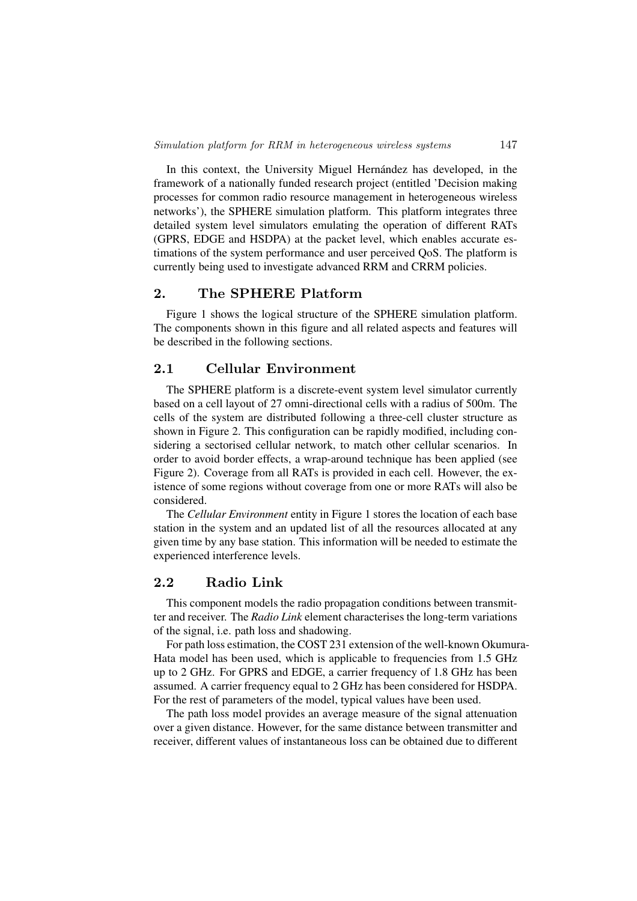In this context, the University Miguel Hernández has developed, in the framework of a nationally funded research project (entitled 'Decision making processes for common radio resource management in heterogeneous wireless networks'), the SPHERE simulation platform. This platform integrates three detailed system level simulators emulating the operation of different RATs (GPRS, EDGE and HSDPA) at the packet level, which enables accurate estimations of the system performance and user perceived QoS. The platform is currently being used to investigate advanced RRM and CRRM policies.

## 2. The SPHERE Platform

Figure 1 shows the logical structure of the SPHERE simulation platform. The components shown in this figure and all related aspects and features will be described in the following sections.

### 2.1 Cellular Environment

The SPHERE platform is a discrete-event system level simulator currently based on a cell layout of 27 omni-directional cells with a radius of 500m. The cells of the system are distributed following a three-cell cluster structure as shown in Figure 2. This configuration can be rapidly modified, including considering a sectorised cellular network, to match other cellular scenarios. In order to avoid border effects, a wrap-around technique has been applied (see Figure 2). Coverage from all RATs is provided in each cell. However, the existence of some regions without coverage from one or more RATs will also be considered.

The *Cellular Environment* entity in Figure 1 stores the location of each base station in the system and an updated list of all the resources allocated at any given time by any base station. This information will be needed to estimate the experienced interference levels.

### 2.2 Radio Link

This component models the radio propagation conditions between transmitter and receiver. The *Radio Link* element characterises the long-term variations of the signal, i.e. path loss and shadowing.

For path loss estimation, the COST 231 extension of the well-known Okumura-Hata model has been used, which is applicable to frequencies from 1.5 GHz up to 2 GHz. For GPRS and EDGE, a carrier frequency of 1.8 GHz has been assumed. A carrier frequency equal to 2 GHz has been considered for HSDPA. For the rest of parameters of the model, typical values have been used.

The path loss model provides an average measure of the signal attenuation over a given distance. However, for the same distance between transmitter and receiver, different values of instantaneous loss can be obtained due to different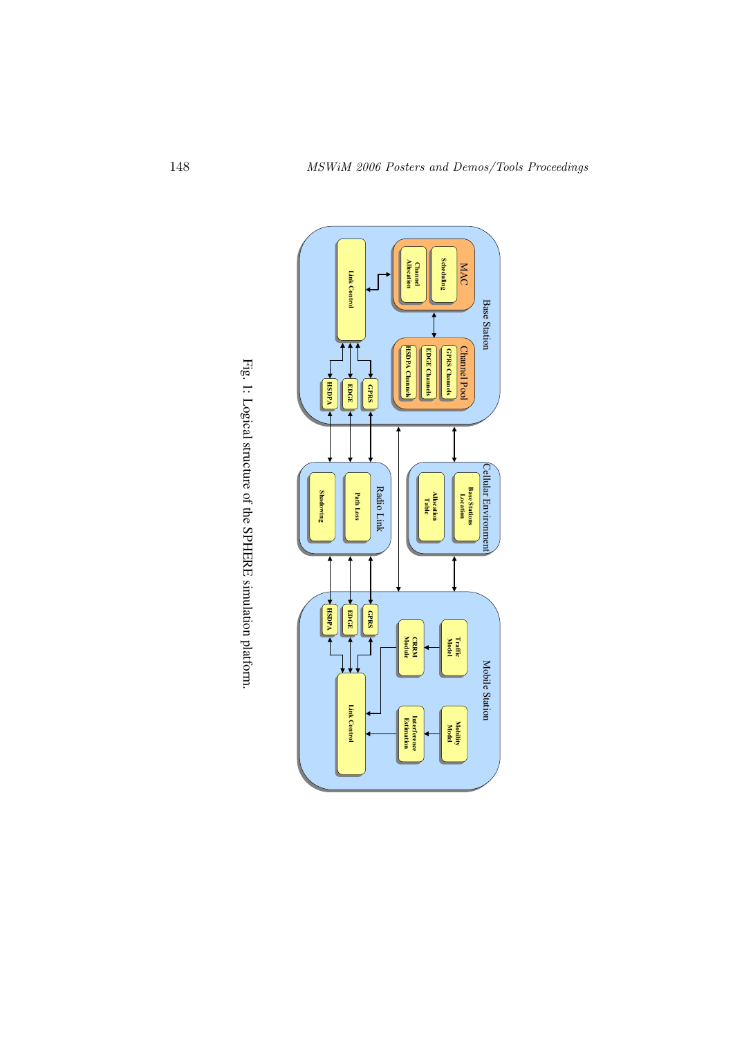Fig. 1: Logical structure of the SPHERE simulation platform.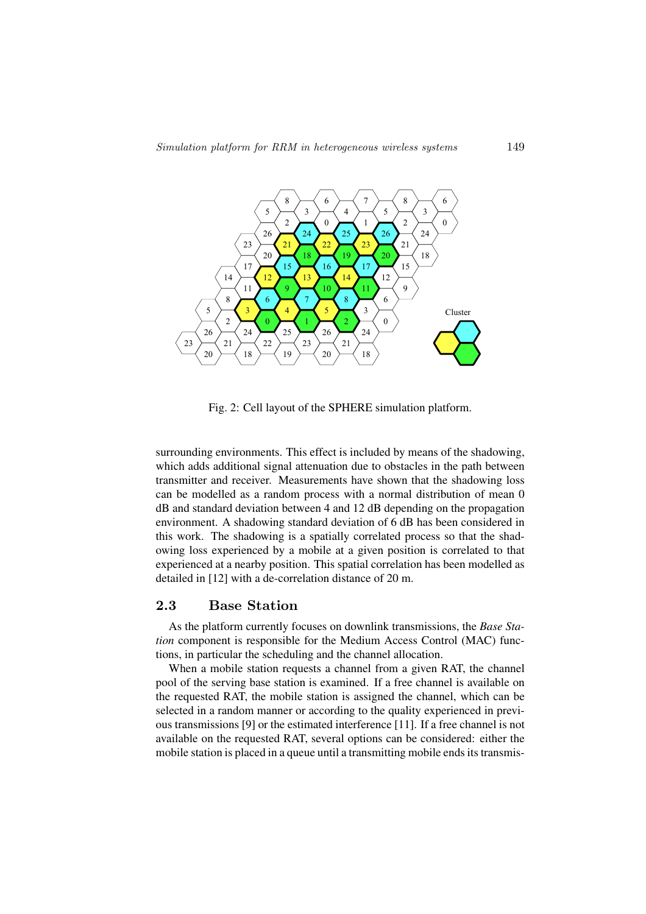Fig. 2: Cell layout of the SPHERE simulation platform.

surrounding environments. This effect is included by means of the shadowing, which adds additional signal attenuation due to obstacles in the path between transmitter and receiver. Measurements have shown that the shadowing loss can be modelled as a random process with a normal distribution of mean 0 dB and standard deviation between 4 and 12 dB depending on the propagation environment. A shadowing standard deviation of 6 dB has been considered in this work. The shadowing is a spatially correlated process so that the shadowing loss experienced by a mobile at a given position is correlated to that experienced at a nearby position. This spatial correlation has been modelled as detailed in [12] with a de-correlation distance of 20 m.

## 2.3 Base Station

As the platform currently focuses on downlink transmissions, the *Base Station* component is responsible for the Medium Access Control (MAC) functions, in particular the scheduling and the channel allocation.

When a mobile station requests a channel from a given RAT, the channel pool of the serving base station is examined. If a free channel is available on the requested RAT, the mobile station is assigned the channel, which can be selected in a random manner or according to the quality experienced in previous transmissions [9] or the estimated interference [11]. If a free channel is not available on the requested RAT, several options can be considered: either the mobile station is placed in a queue until a transmitting mobile ends its transmis-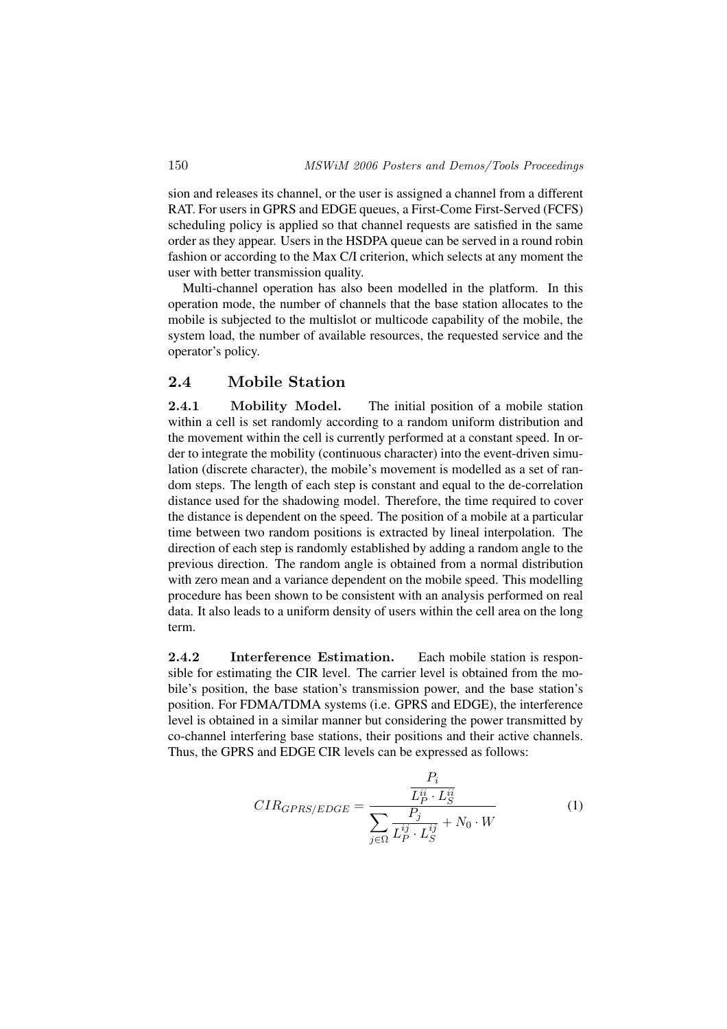sion and releases its channel, or the user is assigned a channel from a different RAT. For users in GPRS and EDGE queues, a First-Come First-Served (FCFS) scheduling policy is applied so that channel requests are satisfied in the same order as they appear. Users in the HSDPA queue can be served in a round robin fashion or according to the Max C/I criterion, which selects at any moment the user with better transmission quality.

Multi-channel operation has also been modelled in the platform. In this operation mode, the number of channels that the base station allocates to the mobile is subjected to the multislot or multicode capability of the mobile, the system load, the number of available resources, the requested service and the operator's policy.

## 2.4 Mobile Station

**2.4.1 Mobility Model.** The initial position of a mobile station within a cell is set randomly according to a random uniform distribution and the movement within the cell is currently performed at a constant speed. In order to integrate the mobility (continuous character) into the event-driven simulation (discrete character), the mobile's movement is modelled as a set of random steps. The length of each step is constant and equal to the de-correlation distance used for the shadowing model. Therefore, the time required to cover the distance is dependent on the speed. The position of a mobile at a particular time between two random positions is extracted by lineal interpolation. The direction of each step is randomly established by adding a random angle to the previous direction. The random angle is obtained from a normal distribution with zero mean and a variance dependent on the mobile speed. This modelling procedure has been shown to be consistent with an analysis performed on real data. It also leads to a uniform density of users within the cell area on the long term.

**2.4.2 Interference Estimation.** Each mobile station is responsible for estimating the CIR level. The carrier level is obtained from the mobile's position, the base station's transmission power, and the base station's position. For FDMA/TDMA systems (i.e. GPRS and EDGE), the interference level is obtained in a similar manner but considering the power transmitted by co-channel interfering base stations, their positions and their active channels. Thus, the GPRS and EDGE CIR levels can be expressed as follows:

$$CIR_{GPRS/EDGE} = \frac{\dfrac{P_i}{L_P^{ii} \cdot L_S^{ii}}}{\displaystyle\sum_{j \in \Omega} \frac{P_j}{L_P^{ij} \cdot L_S^{ij}} + N_0 \cdot W} \tag{1}$$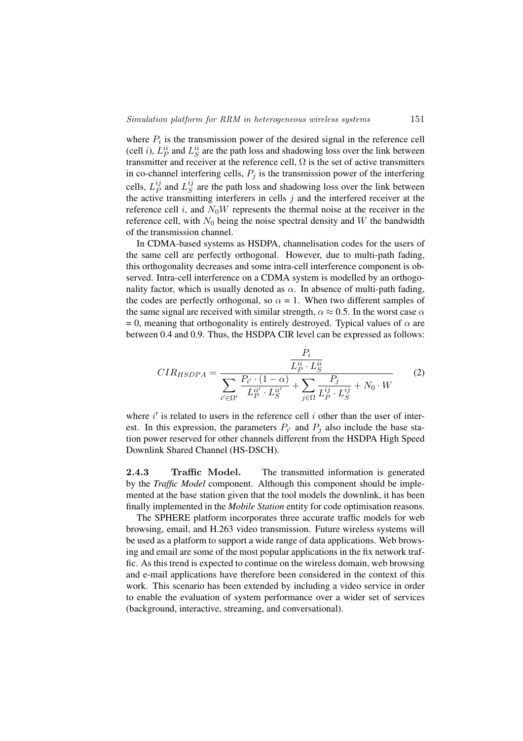where $P_i$ is the transmission power of the desired signal in the reference cell (cell $i$), $L_P^{ii}$ and $L_S^{ii}$ are the path loss and shadowing loss over the link between transmitter and receiver at the reference cell, $\Omega$ is the set of active transmitters in co-channel interfering cells, $P_j$ is the transmission power of the interfering cells, $L_P^{ij}$ and $L_S^{ij}$ are the path loss and shadowing loss over the link between the active transmitting interferers in cells $j$ and the interfered receiver at the reference cell $i$, and $N_0W$ represents the thermal noise at the receiver in the reference cell, with $N_0$ being the noise spectral density and $W$ the bandwidth of the transmission channel.

In CDMA-based systems as HSDPA, channelisation codes for the users of the same cell are perfectly orthogonal. However, due to multi-path fading, this orthogonality decreases and some intra-cell interference component is observed. Intra-cell interference on a CDMA system is modelled by an orthogonality factor, which is usually denoted as $\alpha$. In absence of multi-path fading, the codes are perfectly orthogonal, so $\alpha = 1$. When two different samples of the same signal are received with similar strength, $\alpha \approx 0.5$. In the worst case $\alpha = 0$, meaning that orthogonality is entirely destroyed. Typical values of $\alpha$ are between 0.4 and 0.9. Thus, the HSDPA CIR level can be expressed as follows:

$$CIR_{HSDPA} = \frac{\dfrac{P_i}{L_P^{ii} \cdot L_S^{ii}}}{\displaystyle\sum_{i' \in \Omega'} \frac{P_{i'} \cdot (1-\alpha)}{L_P^{ii'} \cdot L_S^{ii'}} + \sum_{j \in \Omega} \frac{P_j}{L_P^{ij} \cdot L_S^{ij}} + N_0 \cdot W} \tag{2}$$

where $i'$ is related to users in the reference cell $i$ other than the user of interest. In this expression, the parameters $P_{i'}$ and $P_j$ also include the base station power reserved for other channels different from the HSDPA High Speed Downlink Shared Channel (HS-DSCH).

### 2.4.3 Traffic Model.

The transmitted information is generated by the *Traffic Model* component. Although this component should be implemented at the base station given that the tool models the downlink, it has been finally implemented in the *Mobile Station* entity for code optimisation reasons.

The SPHERE platform incorporates three accurate traffic models for web browsing, email, and H.263 video transmission. Future wireless systems will be used as a platform to support a wide range of data applications. Web browsing and email are some of the most popular applications in the fix network traffic. As this trend is expected to continue on the wireless domain, web browsing and e-mail applications have therefore been considered in the context of this work. This scenario has been extended by including a video service in order to enable the evaluation of system performance over a wider set of services (background, interactive, streaming, and conversational).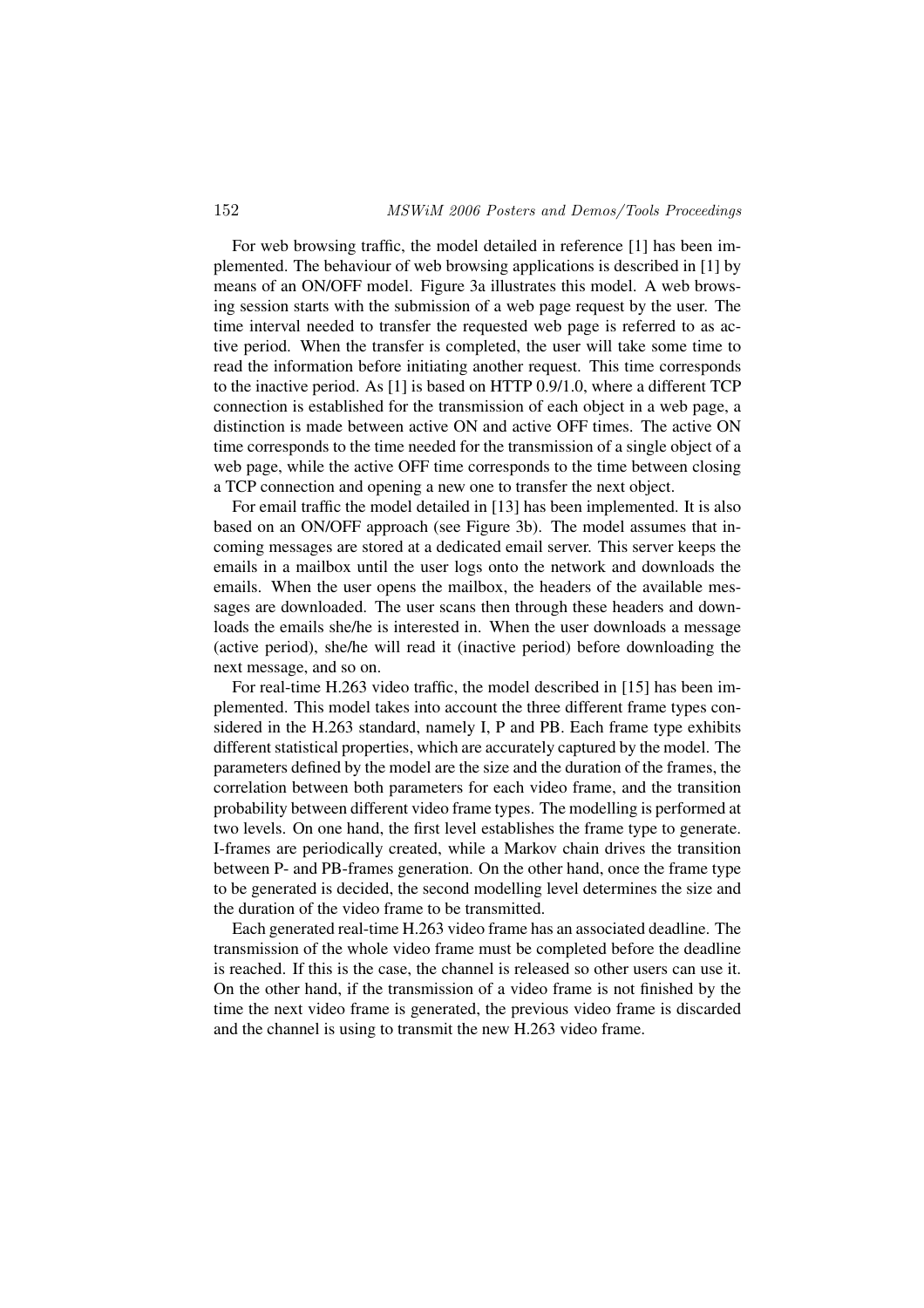For web browsing traffic, the model detailed in reference [1] has been implemented. The behaviour of web browsing applications is described in [1] by means of an ON/OFF model. Figure 3a illustrates this model. A web browsing session starts with the submission of a web page request by the user. The time interval needed to transfer the requested web page is referred to as active period. When the transfer is completed, the user will take some time to read the information before initiating another request. This time corresponds to the inactive period. As [1] is based on HTTP 0.9/1.0, where a different TCP connection is established for the transmission of each object in a web page, a distinction is made between active ON and active OFF times. The active ON time corresponds to the time needed for the transmission of a single object of a web page, while the active OFF time corresponds to the time between closing a TCP connection and opening a new one to transfer the next object.

For email traffic the model detailed in [13] has been implemented. It is also based on an ON/OFF approach (see Figure 3b). The model assumes that incoming messages are stored at a dedicated email server. This server keeps the emails in a mailbox until the user logs onto the network and downloads the emails. When the user opens the mailbox, the headers of the available messages are downloaded. The user scans then through these headers and downloads the emails she/he is interested in. When the user downloads a message (active period), she/he will read it (inactive period) before downloading the next message, and so on.

For real-time H.263 video traffic, the model described in [15] has been implemented. This model takes into account the three different frame types considered in the H.263 standard, namely I, P and PB. Each frame type exhibits different statistical properties, which are accurately captured by the model. The parameters defined by the model are the size and the duration of the frames, the correlation between both parameters for each video frame, and the transition probability between different video frame types. The modelling is performed at two levels. On one hand, the first level establishes the frame type to generate. I-frames are periodically created, while a Markov chain drives the transition between P- and PB-frames generation. On the other hand, once the frame type to be generated is decided, the second modelling level determines the size and the duration of the video frame to be transmitted.

Each generated real-time H.263 video frame has an associated deadline. The transmission of the whole video frame must be completed before the deadline is reached. If this is the case, the channel is released so other users can use it. On the other hand, if the transmission of a video frame is not finished by the time the next video frame is generated, the previous video frame is discarded and the channel is using to transmit the new H.263 video frame.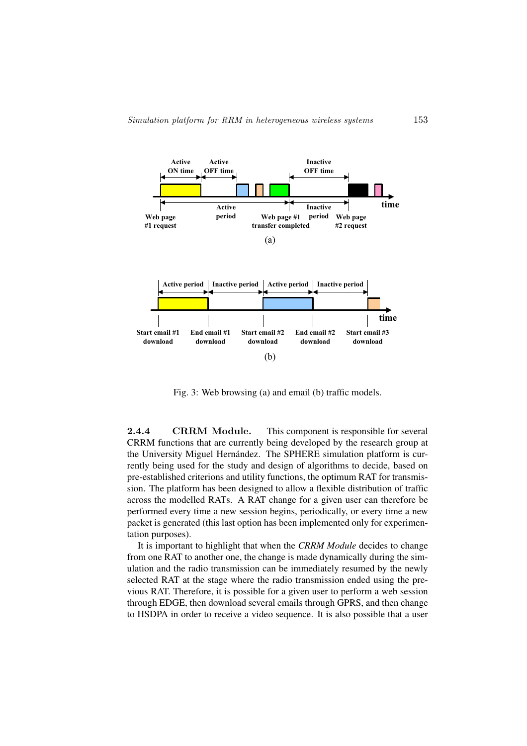Fig. 3: Web browsing (a) and email (b) traffic models.

### 2.4.4 CRRM Module.

This component is responsible for several CRRM functions that are currently being developed by the research group at the University Miguel Hernández. The SPHERE simulation platform is currently being used for the study and design of algorithms to decide, based on pre-established criterions and utility functions, the optimum RAT for transmission. The platform has been designed to allow a flexible distribution of traffic across the modelled RATs. A RAT change for a given user can therefore be performed every time a new session begins, periodically, or every time a new packet is generated (this last option has been implemented only for experimentation purposes).

It is important to highlight that when the *CRRM Module* decides to change from one RAT to another one, the change is made dynamically during the simulation and the radio transmission can be immediately resumed by the newly selected RAT at the stage where the radio transmission ended using the previous RAT. Therefore, it is possible for a given user to perform a web session through EDGE, then download several emails through GPRS, and then change to HSDPA in order to receive a video sequence. It is also possible that a user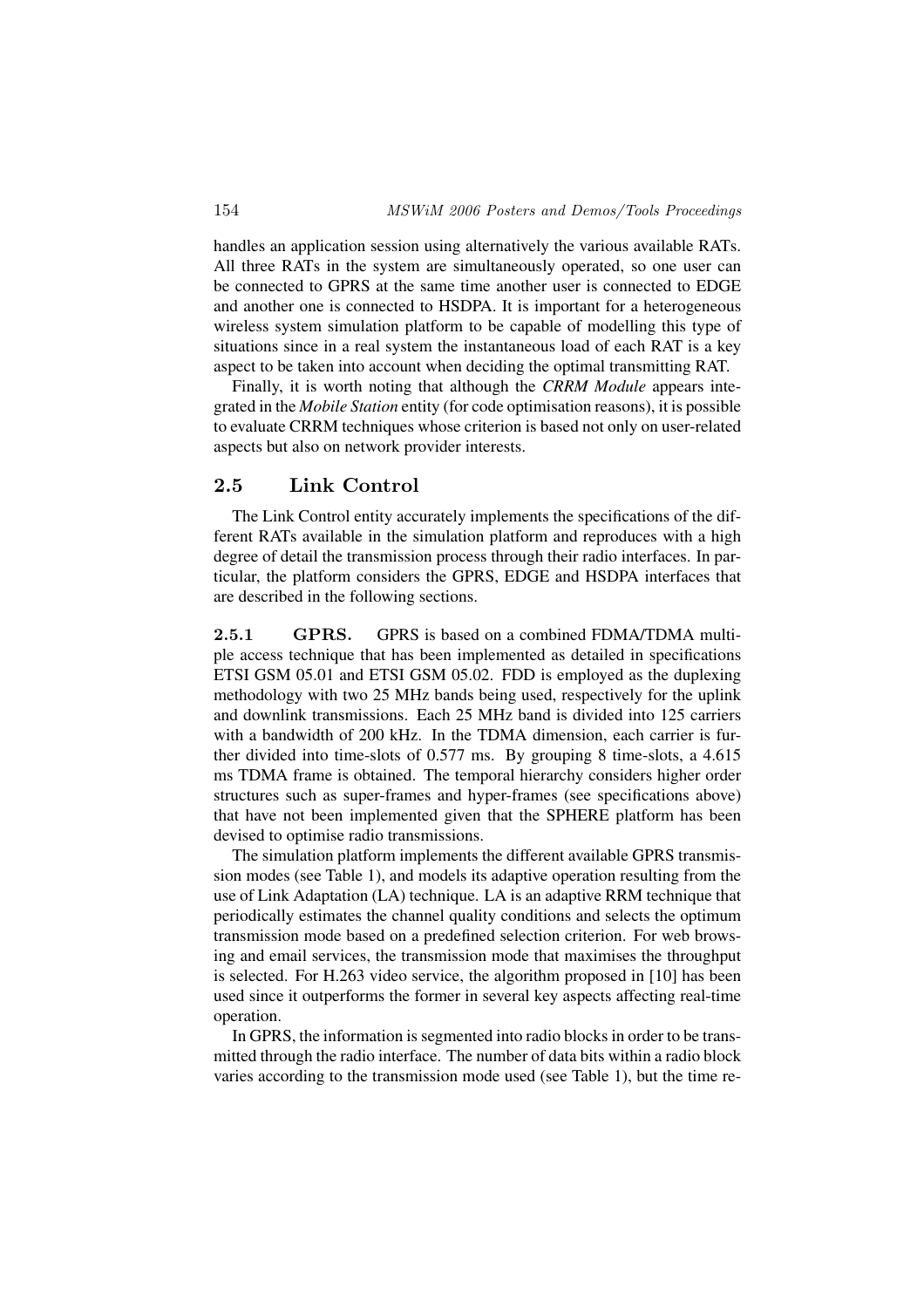handles an application session using alternatively the various available RATs. All three RATs in the system are simultaneously operated, so one user can be connected to GPRS at the same time another user is connected to EDGE and another one is connected to HSDPA. It is important for a heterogeneous wireless system simulation platform to be capable of modelling this type of situations since in a real system the instantaneous load of each RAT is a key aspect to be taken into account when deciding the optimal transmitting RAT.

Finally, it is worth noting that although the *CRRM Module* appears integrated in the *Mobile Station* entity (for code optimisation reasons), it is possible to evaluate CRRM techniques whose criterion is based not only on user-related aspects but also on network provider interests.

## 2.5 Link Control

The Link Control entity accurately implements the specifications of the different RATs available in the simulation platform and reproduces with a high degree of detail the transmission process through their radio interfaces. In particular, the platform considers the GPRS, EDGE and HSDPA interfaces that are described in the following sections.

**2.5.1 GPRS.** GPRS is based on a combined FDMA/TDMA multiple access technique that has been implemented as detailed in specifications ETSI GSM 05.01 and ETSI GSM 05.02. FDD is employed as the duplexing methodology with two 25 MHz bands being used, respectively for the uplink and downlink transmissions. Each 25 MHz band is divided into 125 carriers with a bandwidth of 200 kHz. In the TDMA dimension, each carrier is further divided into time-slots of 0.577 ms. By grouping 8 time-slots, a 4.615 ms TDMA frame is obtained. The temporal hierarchy considers higher order structures such as super-frames and hyper-frames (see specifications above) that have not been implemented given that the SPHERE platform has been devised to optimise radio transmissions.

The simulation platform implements the different available GPRS transmission modes (see Table 1), and models its adaptive operation resulting from the use of Link Adaptation (LA) technique. LA is an adaptive RRM technique that periodically estimates the channel quality conditions and selects the optimum transmission mode based on a predefined selection criterion. For web browsing and email services, the transmission mode that maximises the throughput is selected. For H.263 video service, the algorithm proposed in [10] has been used since it outperforms the former in several key aspects affecting real-time operation.

In GPRS, the information is segmented into radio blocks in order to be transmitted through the radio interface. The number of data bits within a radio block varies according to the transmission mode used (see Table 1), but the time re-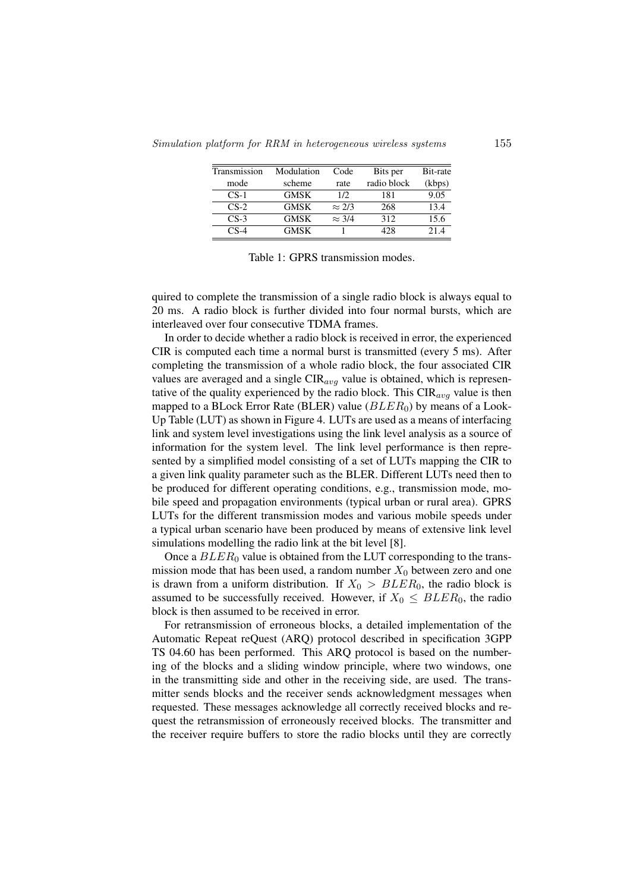| Transmission mode | Modulation scheme | Code rate | Bits per radio block | Bit-rate (kbps) |
| --- | --- | --- | --- | --- |
| CS-1 | GMSK | 1/2 | 181 | 9.05 |
| CS-2 | GMSK | $\approx 2/3$ | 268 | 13.4 |
| CS-3 | GMSK | $\approx 3/4$ | 312 | 15.6 |
| CS-4 | GMSK | 1 | 428 | 21.4 |

Table 1: GPRS transmission modes.

quired to complete the transmission of a single radio block is always equal to 20 ms. A radio block is further divided into four normal bursts, which are interleaved over four consecutive TDMA frames.

In order to decide whether a radio block is received in error, the experienced CIR is computed each time a normal burst is transmitted (every 5 ms). After completing the transmission of a whole radio block, the four associated CIR values are averaged and a single $\text{CIR}_{avg}$ value is obtained, which is representative of the quality experienced by the radio block. This $\text{CIR}_{avg}$ value is then mapped to a BLock Error Rate (BLER) value ($BLER_0$) by means of a Look-Up Table (LUT) as shown in Figure 4. LUTs are used as a means of interfacing link and system level investigations using the link level analysis as a source of information for the system level. The link level performance is then represented by a simplified model consisting of a set of LUTs mapping the CIR to a given link quality parameter such as the BLER. Different LUTs need then to be produced for different operating conditions, e.g., transmission mode, mobile speed and propagation environments (typical urban or rural area). GPRS LUTs for the different transmission modes and various mobile speeds under a typical urban scenario have been produced by means of extensive link level simulations modelling the radio link at the bit level [8].

Once a $BLER_0$ value is obtained from the LUT corresponding to the transmission mode that has been used, a random number $X_0$ between zero and one is drawn from a uniform distribution. If $X_0 > BLER_0$, the radio block is assumed to be successfully received. However, if $X_0 \leq BLER_0$, the radio block is then assumed to be received in error.

For retransmission of erroneous blocks, a detailed implementation of the Automatic Repeat reQuest (ARQ) protocol described in specification 3GPP TS 04.60 has been performed. This ARQ protocol is based on the numbering of the blocks and a sliding window principle, where two windows, one in the transmitting side and other in the receiving side, are used. The transmitter sends blocks and the receiver sends acknowledgment messages when requested. These messages acknowledge all correctly received blocks and request the retransmission of erroneously received blocks. The transmitter and the receiver require buffers to store the radio blocks until they are correctly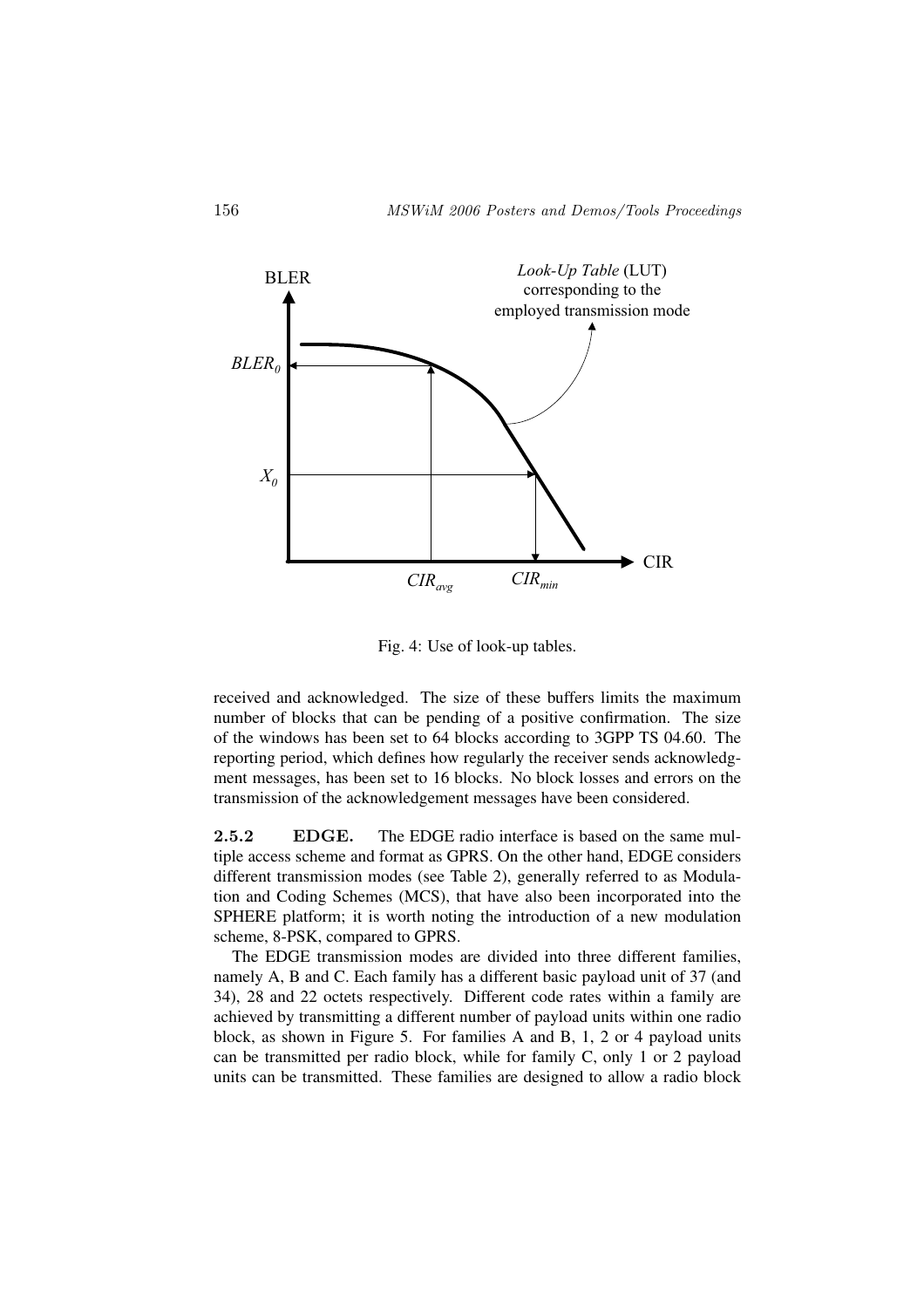Fig. 4: Use of look-up tables.

received and acknowledged. The size of these buffers limits the maximum number of blocks that can be pending of a positive confirmation. The size of the windows has been set to 64 blocks according to 3GPP TS 04.60. The reporting period, which defines how regularly the receiver sends acknowledgment messages, has been set to 16 blocks. No block losses and errors on the transmission of the acknowledgement messages have been considered.

**2.5.2 EDGE.** The EDGE radio interface is based on the same multiple access scheme and format as GPRS. On the other hand, EDGE considers different transmission modes (see Table 2), generally referred to as Modulation and Coding Schemes (MCS), that have also been incorporated into the SPHERE platform; it is worth noting the introduction of a new modulation scheme, 8-PSK, compared to GPRS.

The EDGE transmission modes are divided into three different families, namely A, B and C. Each family has a different basic payload unit of 37 (and 34), 28 and 22 octets respectively. Different code rates within a family are achieved by transmitting a different number of payload units within one radio block, as shown in Figure 5. For families A and B, 1, 2 or 4 payload units can be transmitted per radio block, while for family C, only 1 or 2 payload units can be transmitted. These families are designed to allow a radio block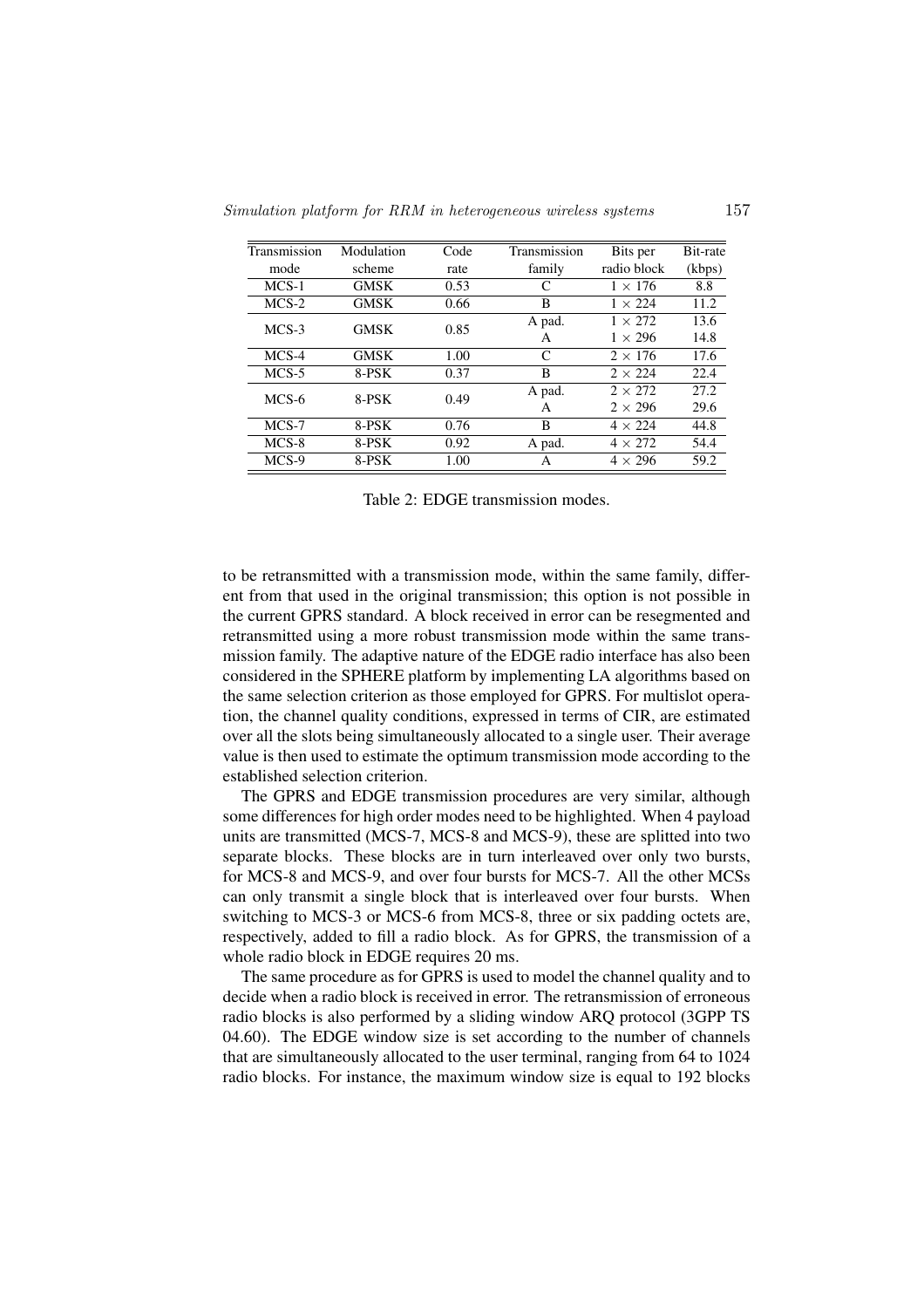| Transmission mode | Modulation scheme | Code rate | Transmission family | Bits per radio block | Bit-rate (kbps) |
|---|---|---|---|---|---|
| MCS-1 | GMSK | 0.53 | C | $1 \times 176$ | 8.8 |
| MCS-2 | GMSK | 0.66 | B | $1 \times 224$ | 11.2 |
| MCS-3 | GMSK | 0.85 | A pad. | $1 \times 272$ | 13.6 |
| | | | A | $1 \times 296$ | 14.8 |
| MCS-4 | GMSK | 1.00 | C | $2 \times 176$ | 17.6 |
| MCS-5 | 8-PSK | 0.37 | B | $2 \times 224$ | 22.4 |
| MCS-6 | 8-PSK | 0.49 | A pad. | $2 \times 272$ | 27.2 |
| | | | A | $2 \times 296$ | 29.6 |
| MCS-7 | 8-PSK | 0.76 | B | $4 \times 224$ | 44.8 |
| MCS-8 | 8-PSK | 0.92 | A pad. | $4 \times 272$ | 54.4 |
| MCS-9 | 8-PSK | 1.00 | A | $4 \times 296$ | 59.2 |

Table 2: EDGE transmission modes.

to be retransmitted with a transmission mode, within the same family, different from that used in the original transmission; this option is not possible in the current GPRS standard. A block received in error can be resegmented and retransmitted using a more robust transmission mode within the same transmission family. The adaptive nature of the EDGE radio interface has also been considered in the SPHERE platform by implementing LA algorithms based on the same selection criterion as those employed for GPRS. For multislot operation, the channel quality conditions, expressed in terms of CIR, are estimated over all the slots being simultaneously allocated to a single user. Their average value is then used to estimate the optimum transmission mode according to the established selection criterion.

The GPRS and EDGE transmission procedures are very similar, although some differences for high order modes need to be highlighted. When 4 payload units are transmitted (MCS-7, MCS-8 and MCS-9), these are splitted into two separate blocks. These blocks are in turn interleaved over only two bursts, for MCS-8 and MCS-9, and over four bursts for MCS-7. All the other MCSs can only transmit a single block that is interleaved over four bursts. When switching to MCS-3 or MCS-6 from MCS-8, three or six padding octets are, respectively, added to fill a radio block. As for GPRS, the transmission of a whole radio block in EDGE requires 20 ms.

The same procedure as for GPRS is used to model the channel quality and to decide when a radio block is received in error. The retransmission of erroneous radio blocks is also performed by a sliding window ARQ protocol (3GPP TS 04.60). The EDGE window size is set according to the number of channels that are simultaneously allocated to the user terminal, ranging from 64 to 1024 radio blocks. For instance, the maximum window size is equal to 192 blocks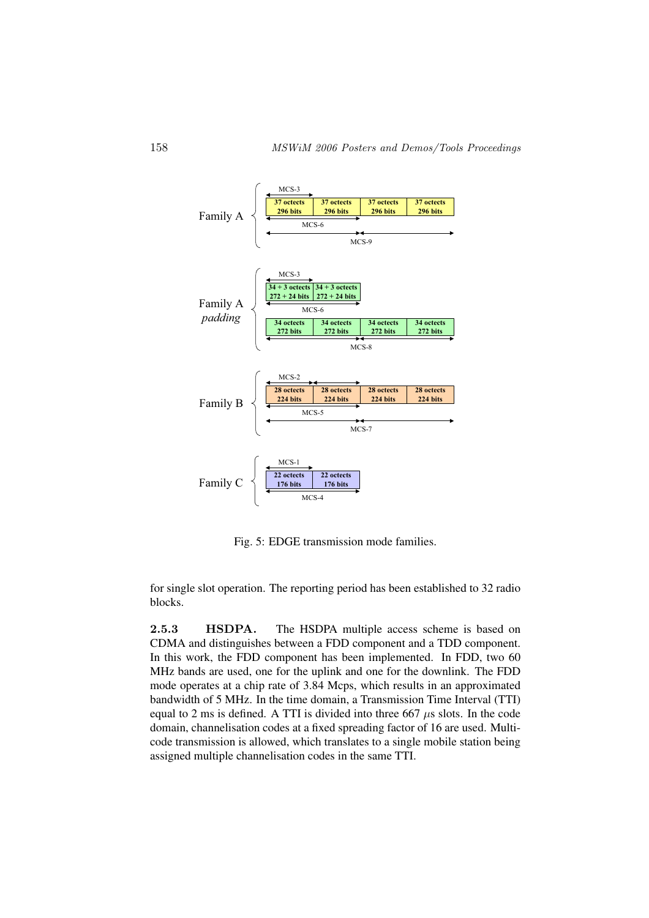Fig. 5: EDGE transmission mode families.

for single slot operation. The reporting period has been established to 32 radio blocks.

**2.5.3 HSDPA.** The HSDPA multiple access scheme is based on CDMA and distinguishes between a FDD component and a TDD component. In this work, the FDD component has been implemented. In FDD, two 60 MHz bands are used, one for the uplink and one for the downlink. The FDD mode operates at a chip rate of 3.84 Mcps, which results in an approximated bandwidth of 5 MHz. In the time domain, a Transmission Time Interval (TTI) equal to 2 ms is defined. A TTI is divided into three 667 $\mu$s slots. In the code domain, channelisation codes at a fixed spreading factor of 16 are used. Multi-code transmission is allowed, which translates to a single mobile station being assigned multiple channelisation codes in the same TTI.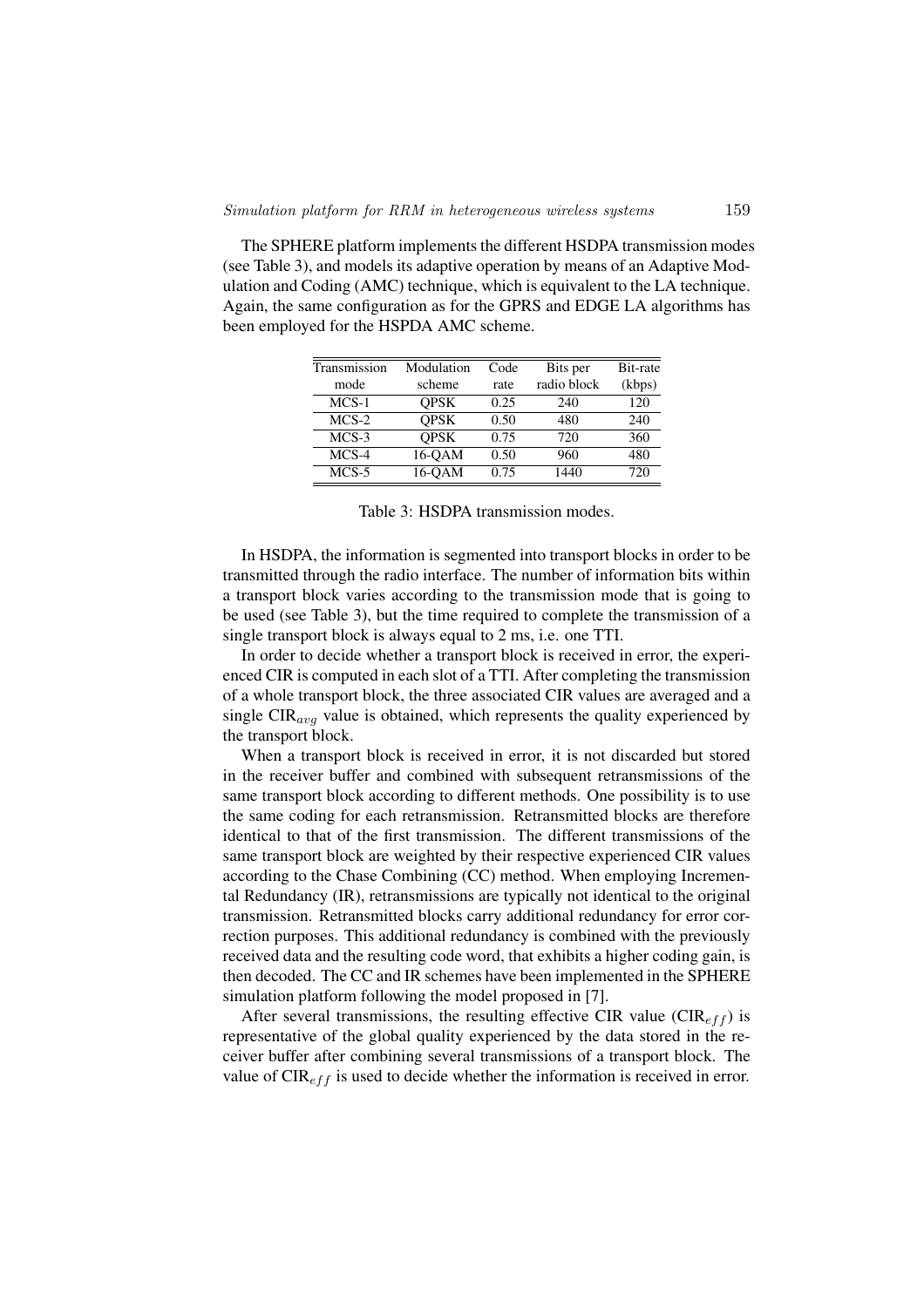The SPHERE platform implements the different HSDPA transmission modes (see Table 3), and models its adaptive operation by means of an Adaptive Modulation and Coding (AMC) technique, which is equivalent to the LA technique. Again, the same configuration as for the GPRS and EDGE LA algorithms has been employed for the HSPDA AMC scheme.

| Transmission mode | Modulation scheme | Code rate | Bits per radio block | Bit-rate (kbps) |
|---|---|---|---|---|
| MCS-1 | QPSK | 0.25 | 240 | 120 |
| MCS-2 | QPSK | 0.50 | 480 | 240 |
| MCS-3 | QPSK | 0.75 | 720 | 360 |
| MCS-4 | 16-QAM | 0.50 | 960 | 480 |
| MCS-5 | 16-QAM | 0.75 | 1440 | 720 |

Table 3: HSDPA transmission modes.

In HSDPA, the information is segmented into transport blocks in order to be transmitted through the radio interface. The number of information bits within a transport block varies according to the transmission mode that is going to be used (see Table 3), but the time required to complete the transmission of a single transport block is always equal to 2 ms, i.e. one TTI.

In order to decide whether a transport block is received in error, the experienced CIR is computed in each slot of a TTI. After completing the transmission of a whole transport block, the three associated CIR values are averaged and a single $\text{CIR}_{avg}$ value is obtained, which represents the quality experienced by the transport block.

When a transport block is received in error, it is not discarded but stored in the receiver buffer and combined with subsequent retransmissions of the same transport block according to different methods. One possibility is to use the same coding for each retransmission. Retransmitted blocks are therefore identical to that of the first transmission. The different transmissions of the same transport block are weighted by their respective experienced CIR values according to the Chase Combining (CC) method. When employing Incremental Redundancy (IR), retransmissions are typically not identical to the original transmission. Retransmitted blocks carry additional redundancy for error correction purposes. This additional redundancy is combined with the previously received data and the resulting code word, that exhibits a higher coding gain, is then decoded. The CC and IR schemes have been implemented in the SPHERE simulation platform following the model proposed in [7].

After several transmissions, the resulting effective CIR value ($\text{CIR}_{eff}$) is representative of the global quality experienced by the data stored in the receiver buffer after combining several transmissions of a transport block. The value of $\text{CIR}_{eff}$ is used to decide whether the information is received in error.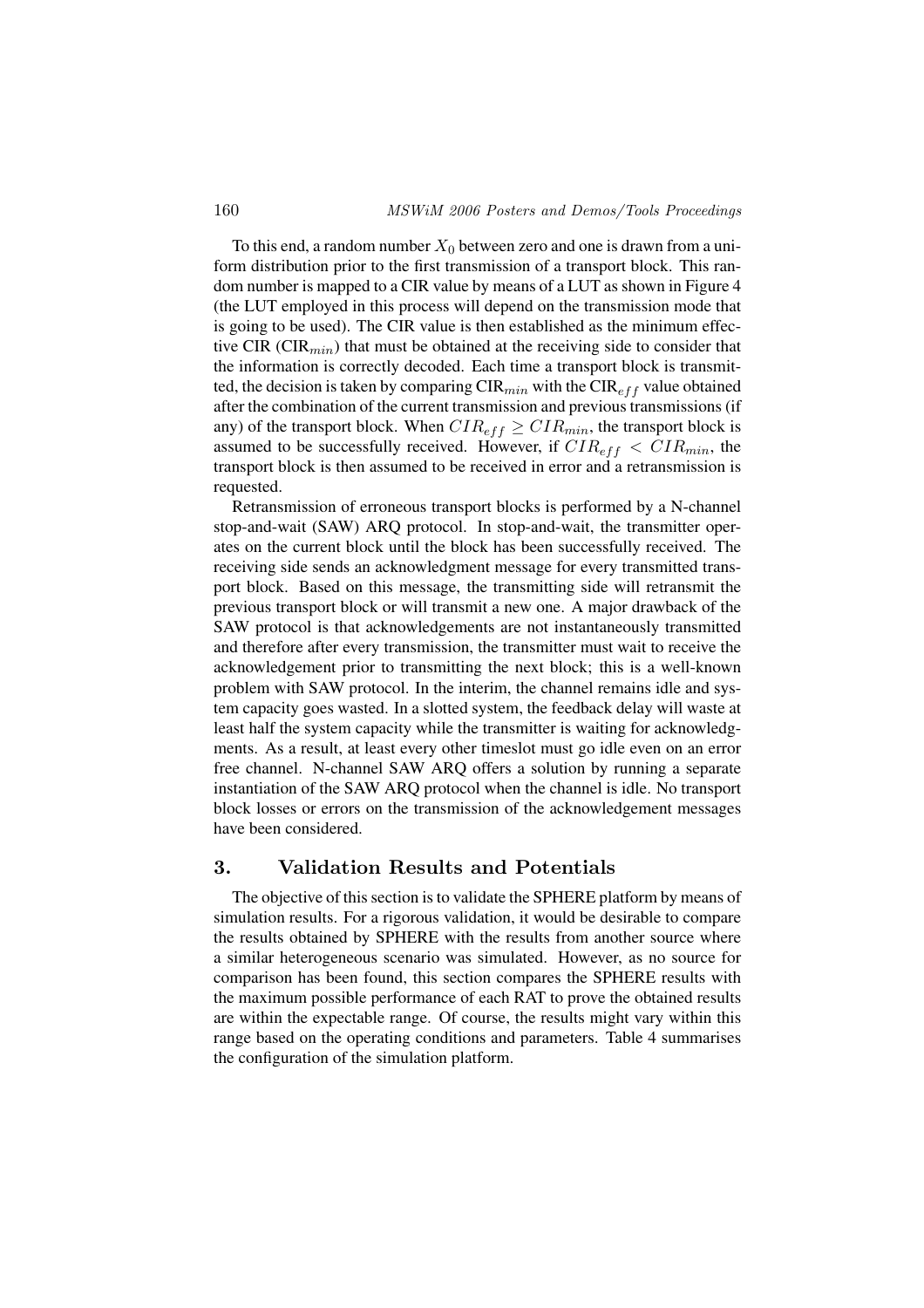To this end, a random number $X_0$ between zero and one is drawn from a uniform distribution prior to the first transmission of a transport block. This random number is mapped to a CIR value by means of a LUT as shown in Figure 4 (the LUT employed in this process will depend on the transmission mode that is going to be used). The CIR value is then established as the minimum effective CIR ($\text{CIR}_{min}$) that must be obtained at the receiving side to consider that the information is correctly decoded. Each time a transport block is transmitted, the decision is taken by comparing $\text{CIR}_{min}$ with the $\text{CIR}_{eff}$ value obtained after the combination of the current transmission and previous transmissions (if any) of the transport block. When $CIR_{eff} \geq CIR_{min}$, the transport block is assumed to be successfully received. However, if $CIR_{eff} < CIR_{min}$, the transport block is then assumed to be received in error and a retransmission is requested.

Retransmission of erroneous transport blocks is performed by a N-channel stop-and-wait (SAW) ARQ protocol. In stop-and-wait, the transmitter operates on the current block until the block has been successfully received. The receiving side sends an acknowledgment message for every transmitted transport block. Based on this message, the transmitting side will retransmit the previous transport block or will transmit a new one. A major drawback of the SAW protocol is that acknowledgements are not instantaneously transmitted and therefore after every transmission, the transmitter must wait to receive the acknowledgement prior to transmitting the next block; this is a well-known problem with SAW protocol. In the interim, the channel remains idle and system capacity goes wasted. In a slotted system, the feedback delay will waste at least half the system capacity while the transmitter is waiting for acknowledgments. As a result, at least every other timeslot must go idle even on an error free channel. N-channel SAW ARQ offers a solution by running a separate instantiation of the SAW ARQ protocol when the channel is idle. No transport block losses or errors on the transmission of the acknowledgement messages have been considered.

## 3. Validation Results and Potentials

The objective of this section is to validate the SPHERE platform by means of simulation results. For a rigorous validation, it would be desirable to compare the results obtained by SPHERE with the results from another source where a similar heterogeneous scenario was simulated. However, as no source for comparison has been found, this section compares the SPHERE results with the maximum possible performance of each RAT to prove the obtained results are within the expectable range. Of course, the results might vary within this range based on the operating conditions and parameters. Table 4 summarises the configuration of the simulation platform.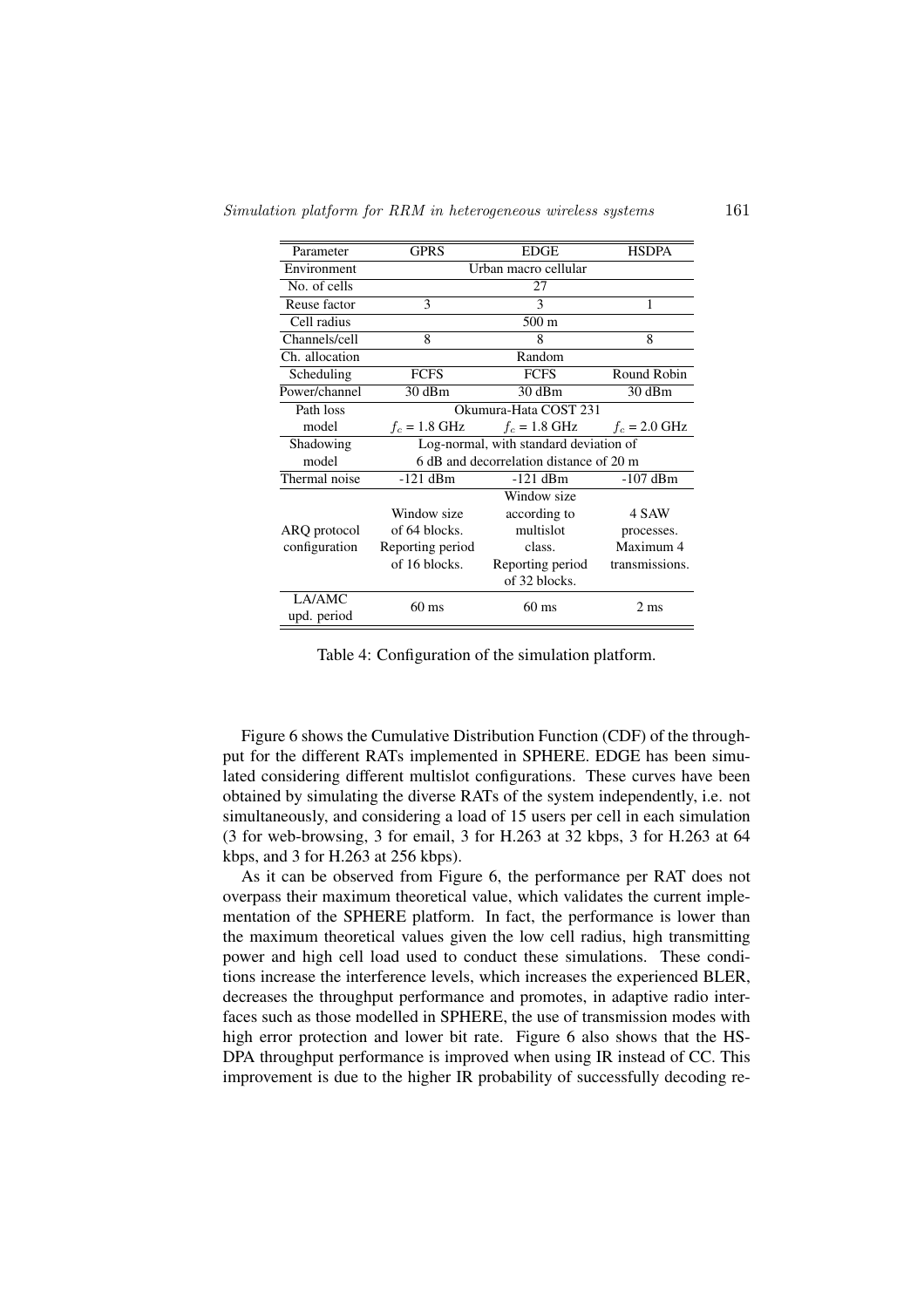| Parameter | GPRS | EDGE | HSDPA |
|---|---|---|---|
| Environment | Urban macro cellular | | |
| No. of cells | 27 | | |
| Reuse factor | 3 | 3 | 1 |
| Cell radius | 500 m | | |
| Channels/cell | 8 | 8 | 8 |
| Ch. allocation | Random | | |
| Scheduling | FCFS | FCFS | Round Robin |
| Power/channel | 30 dBm | 30 dBm | 30 dBm |
| Path loss model | Okumura-Hata COST 231 $f_c$ = 1.8 GHz | $f_c$ = 1.8 GHz | $f_c$ = 2.0 GHz |
| Shadowing model | Log-normal, with standard deviation of 6 dB and decorrelation distance of 20 m | | |
| Thermal noise | -121 dBm | -121 dBm | -107 dBm |
| ARQ protocol configuration | Window size of 64 blocks. Reporting period of 16 blocks. | Window size according to multislot class. Reporting period of 32 blocks. | 4 SAW processes. Maximum 4 transmissions. |
| LA/AMC upd. period | 60 ms | 60 ms | 2 ms |

Table 4: Configuration of the simulation platform.

Figure 6 shows the Cumulative Distribution Function (CDF) of the throughput for the different RATs implemented in SPHERE. EDGE has been simulated considering different multislot configurations. These curves have been obtained by simulating the diverse RATs of the system independently, i.e. not simultaneously, and considering a load of 15 users per cell in each simulation (3 for web-browsing, 3 for email, 3 for H.263 at 32 kbps, 3 for H.263 at 64 kbps, and 3 for H.263 at 256 kbps).

As it can be observed from Figure 6, the performance per RAT does not overpass their maximum theoretical value, which validates the current implementation of the SPHERE platform. In fact, the performance is lower than the maximum theoretical values given the low cell radius, high transmitting power and high cell load used to conduct these simulations. These conditions increase the interference levels, which increases the experienced BLER, decreases the throughput performance and promotes, in adaptive radio interfaces such as those modelled in SPHERE, the use of transmission modes with high error protection and lower bit rate. Figure 6 also shows that the HSDPA throughput performance is improved when using IR instead of CC. This improvement is due to the higher IR probability of successfully decoding re-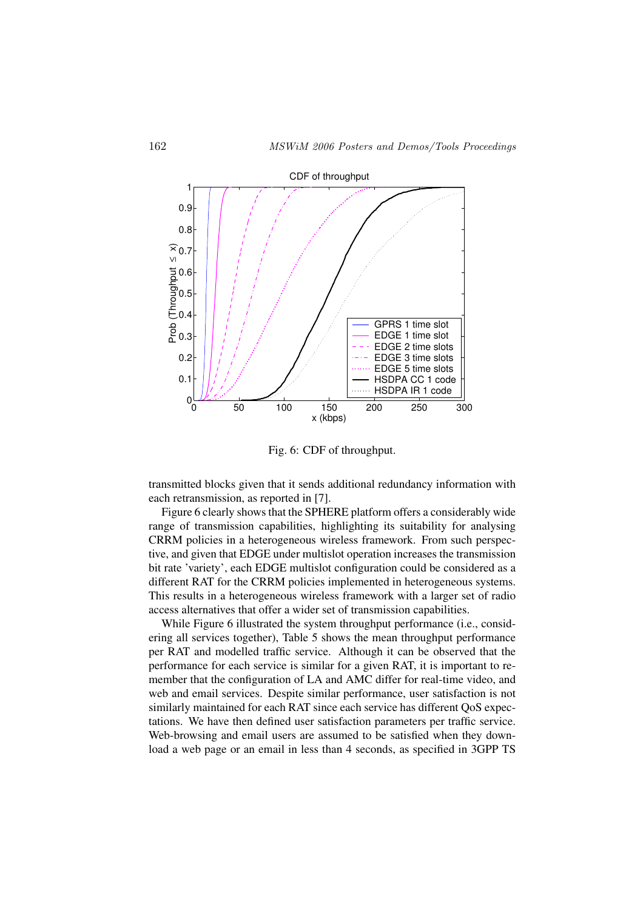Fig. 6: CDF of throughput.

transmitted blocks given that it sends additional redundancy information with each retransmission, as reported in [7].

Figure 6 clearly shows that the SPHERE platform offers a considerably wide range of transmission capabilities, highlighting its suitability for analysing CRRM policies in a heterogeneous wireless framework. From such perspective, and given that EDGE under multislot operation increases the transmission bit rate 'variety', each EDGE multislot configuration could be considered as a different RAT for the CRRM policies implemented in heterogeneous systems. This results in a heterogeneous wireless framework with a larger set of radio access alternatives that offer a wider set of transmission capabilities.

While Figure 6 illustrated the system throughput performance (i.e., considering all services together), Table 5 shows the mean throughput performance per RAT and modelled traffic service. Although it can be observed that the performance for each service is similar for a given RAT, it is important to remember that the configuration of LA and AMC differ for real-time video, and web and email services. Despite similar performance, user satisfaction is not similarly maintained for each RAT since each service has different QoS expectations. We have then defined user satisfaction parameters per traffic service. Web-browsing and email users are assumed to be satisfied when they download a web page or an email in less than 4 seconds, as specified in 3GPP TS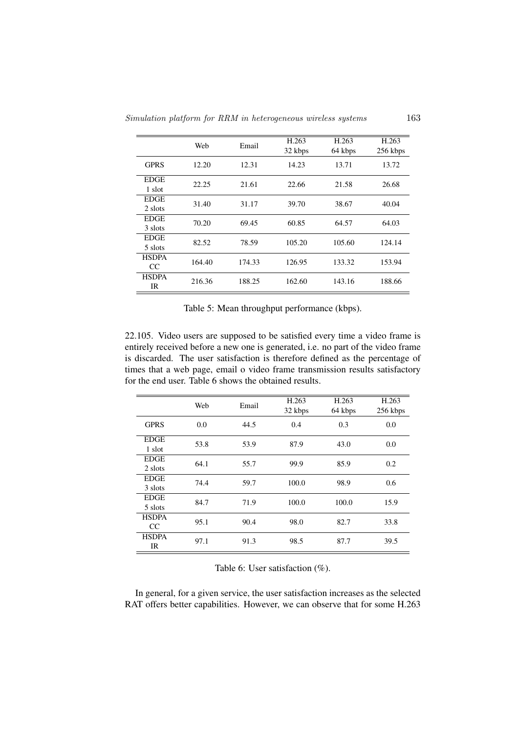|  | Web | Email | H.263 32 kbps | H.263 64 kbps | H.263 256 kbps |
|---|---|---|---|---|---|
| GPRS | 12.20 | 12.31 | 14.23 | 13.71 | 13.72 |
| EDGE 1 slot | 22.25 | 21.61 | 22.66 | 21.58 | 26.68 |
| EDGE 2 slots | 31.40 | 31.17 | 39.70 | 38.67 | 40.04 |
| EDGE 3 slots | 70.20 | 69.45 | 60.85 | 64.57 | 64.03 |
| EDGE 5 slots | 82.52 | 78.59 | 105.20 | 105.60 | 124.14 |
| HSDPA CC | 164.40 | 174.33 | 126.95 | 133.32 | 153.94 |
| HSDPA IR | 216.36 | 188.25 | 162.60 | 143.16 | 188.66 |

Table 5: Mean throughput performance (kbps).

22.105. Video users are supposed to be satisfied every time a video frame is entirely received before a new one is generated, i.e. no part of the video frame is discarded. The user satisfaction is therefore defined as the percentage of times that a web page, email o video frame transmission results satisfactory for the end user. Table 6 shows the obtained results.

|  | Web | Email | H.263 32 kbps | H.263 64 kbps | H.263 256 kbps |
|---|---|---|---|---|---|
| GPRS | 0.0 | 44.5 | 0.4 | 0.3 | 0.0 |
| EDGE 1 slot | 53.8 | 53.9 | 87.9 | 43.0 | 0.0 |
| EDGE 2 slots | 64.1 | 55.7 | 99.9 | 85.9 | 0.2 |
| EDGE 3 slots | 74.4 | 59.7 | 100.0 | 98.9 | 0.6 |
| EDGE 5 slots | 84.7 | 71.9 | 100.0 | 100.0 | 15.9 |
| HSDPA CC | 95.1 | 90.4 | 98.0 | 82.7 | 33.8 |
| HSDPA IR | 97.1 | 91.3 | 98.5 | 87.7 | 39.5 |

Table 6: User satisfaction (%).

In general, for a given service, the user satisfaction increases as the selected RAT offers better capabilities. However, we can observe that for some H.263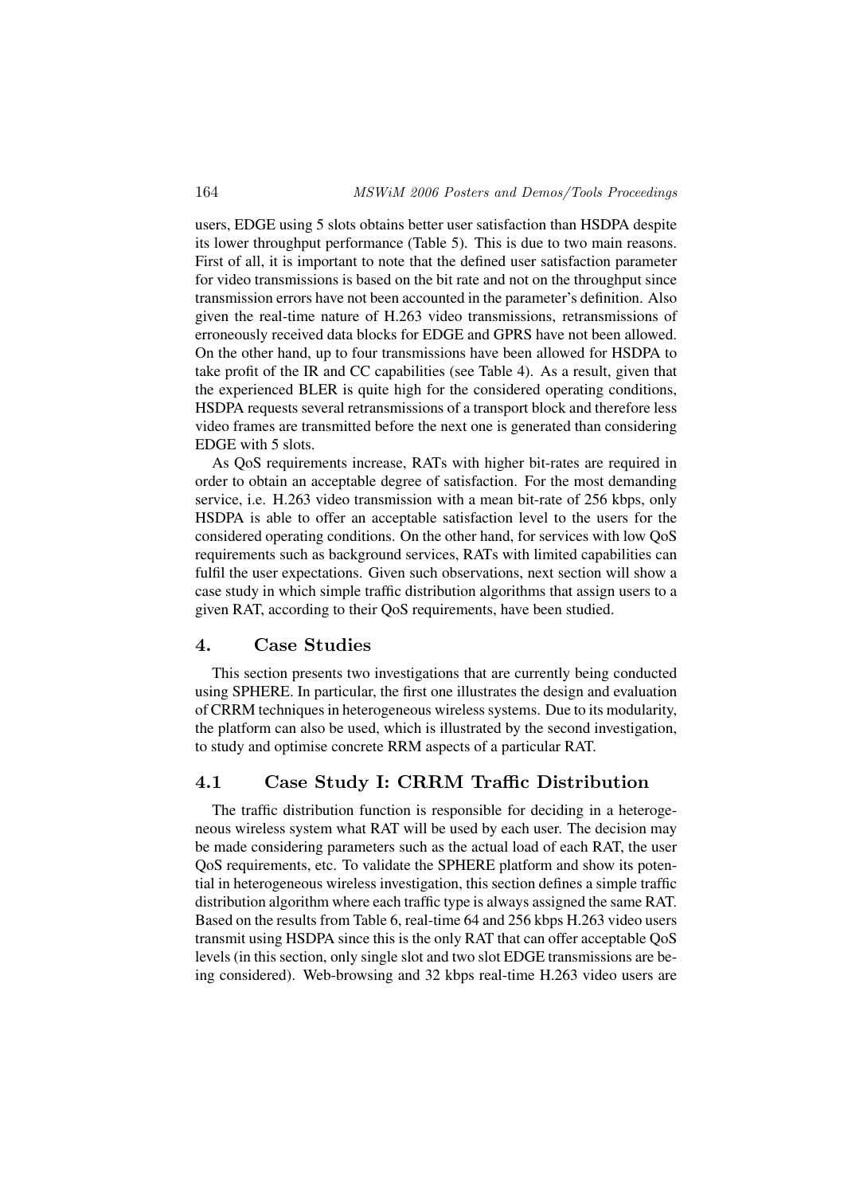users, EDGE using 5 slots obtains better user satisfaction than HSDPA despite its lower throughput performance (Table 5). This is due to two main reasons. First of all, it is important to note that the defined user satisfaction parameter for video transmissions is based on the bit rate and not on the throughput since transmission errors have not been accounted in the parameter's definition. Also given the real-time nature of H.263 video transmissions, retransmissions of erroneously received data blocks for EDGE and GPRS have not been allowed. On the other hand, up to four transmissions have been allowed for HSDPA to take profit of the IR and CC capabilities (see Table 4). As a result, given that the experienced BLER is quite high for the considered operating conditions, HSDPA requests several retransmissions of a transport block and therefore less video frames are transmitted before the next one is generated than considering EDGE with 5 slots.

As QoS requirements increase, RATs with higher bit-rates are required in order to obtain an acceptable degree of satisfaction. For the most demanding service, i.e. H.263 video transmission with a mean bit-rate of 256 kbps, only HSDPA is able to offer an acceptable satisfaction level to the users for the considered operating conditions. On the other hand, for services with low QoS requirements such as background services, RATs with limited capabilities can fulfil the user expectations. Given such observations, next section will show a case study in which simple traffic distribution algorithms that assign users to a given RAT, according to their QoS requirements, have been studied.

## 4. Case Studies

This section presents two investigations that are currently being conducted using SPHERE. In particular, the first one illustrates the design and evaluation of CRRM techniques in heterogeneous wireless systems. Due to its modularity, the platform can also be used, which is illustrated by the second investigation, to study and optimise concrete RRM aspects of a particular RAT.

### 4.1 Case Study I: CRRM Traffic Distribution

The traffic distribution function is responsible for deciding in a heterogeneous wireless system what RAT will be used by each user. The decision may be made considering parameters such as the actual load of each RAT, the user QoS requirements, etc. To validate the SPHERE platform and show its potential in heterogeneous wireless investigation, this section defines a simple traffic distribution algorithm where each traffic type is always assigned the same RAT. Based on the results from Table 6, real-time 64 and 256 kbps H.263 video users transmit using HSDPA since this is the only RAT that can offer acceptable QoS levels (in this section, only single slot and two slot EDGE transmissions are being considered). Web-browsing and 32 kbps real-time H.263 video users are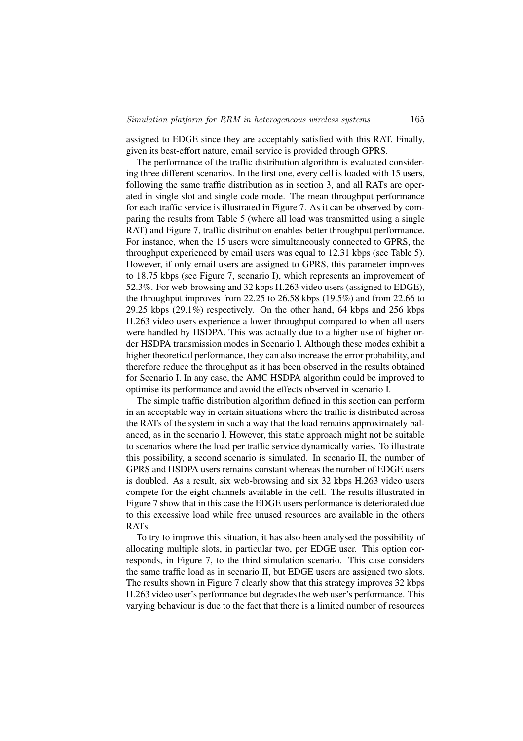assigned to EDGE since they are acceptably satisfied with this RAT. Finally, given its best-effort nature, email service is provided through GPRS.

The performance of the traffic distribution algorithm is evaluated considering three different scenarios. In the first one, every cell is loaded with 15 users, following the same traffic distribution as in section 3, and all RATs are operated in single slot and single code mode. The mean throughput performance for each traffic service is illustrated in Figure 7. As it can be observed by comparing the results from Table 5 (where all load was transmitted using a single RAT) and Figure 7, traffic distribution enables better throughput performance. For instance, when the 15 users were simultaneously connected to GPRS, the throughput experienced by email users was equal to 12.31 kbps (see Table 5). However, if only email users are assigned to GPRS, this parameter improves to 18.75 kbps (see Figure 7, scenario I), which represents an improvement of 52.3%. For web-browsing and 32 kbps H.263 video users (assigned to EDGE), the throughput improves from 22.25 to 26.58 kbps (19.5%) and from 22.66 to 29.25 kbps (29.1%) respectively. On the other hand, 64 kbps and 256 kbps H.263 video users experience a lower throughput compared to when all users were handled by HSDPA. This was actually due to a higher use of higher order HSDPA transmission modes in Scenario I. Although these modes exhibit a higher theoretical performance, they can also increase the error probability, and therefore reduce the throughput as it has been observed in the results obtained for Scenario I. In any case, the AMC HSDPA algorithm could be improved to optimise its performance and avoid the effects observed in scenario I.

The simple traffic distribution algorithm defined in this section can perform in an acceptable way in certain situations where the traffic is distributed across the RATs of the system in such a way that the load remains approximately balanced, as in the scenario I. However, this static approach might not be suitable to scenarios where the load per traffic service dynamically varies. To illustrate this possibility, a second scenario is simulated. In scenario II, the number of GPRS and HSDPA users remains constant whereas the number of EDGE users is doubled. As a result, six web-browsing and six 32 kbps H.263 video users compete for the eight channels available in the cell. The results illustrated in Figure 7 show that in this case the EDGE users performance is deteriorated due to this excessive load while free unused resources are available in the others RATs.

To try to improve this situation, it has also been analysed the possibility of allocating multiple slots, in particular two, per EDGE user. This option corresponds, in Figure 7, to the third simulation scenario. This case considers the same traffic load as in scenario II, but EDGE users are assigned two slots. The results shown in Figure 7 clearly show that this strategy improves 32 kbps H.263 video user's performance but degrades the web user's performance. This varying behaviour is due to the fact that there is a limited number of resources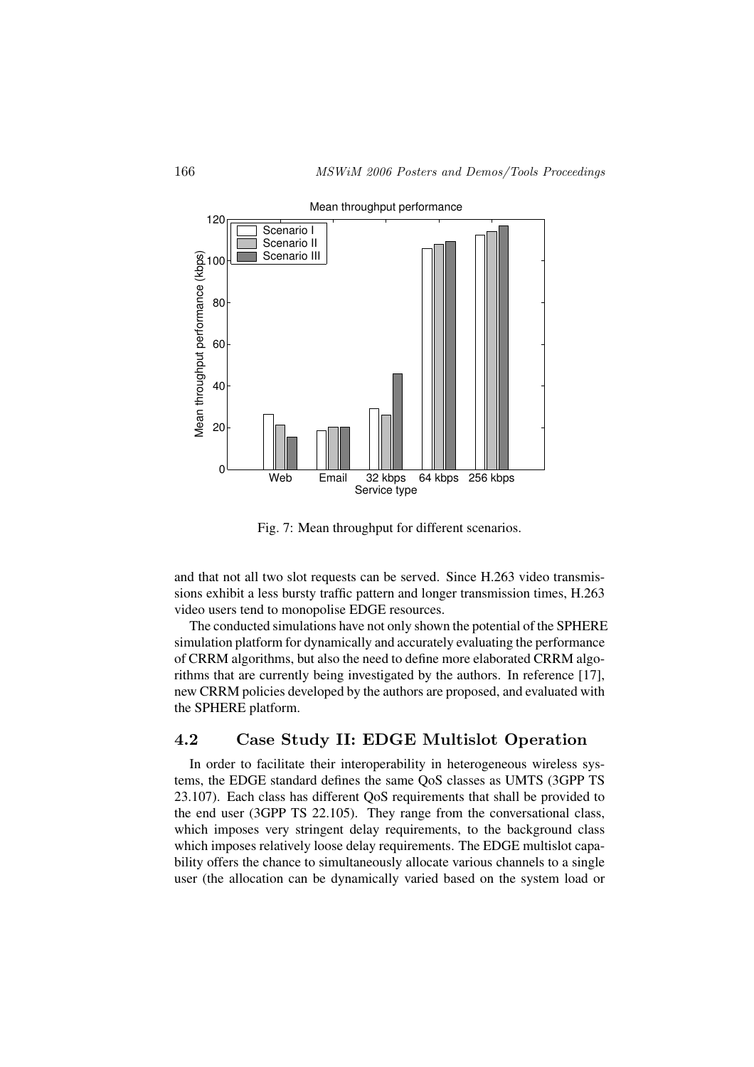Fig. 7: Mean throughput for different scenarios.

and that not all two slot requests can be served. Since H.263 video transmissions exhibit a less bursty traffic pattern and longer transmission times, H.263 video users tend to monopolise EDGE resources.

The conducted simulations have not only shown the potential of the SPHERE simulation platform for dynamically and accurately evaluating the performance of CRRM algorithms, but also the need to define more elaborated CRRM algorithms that are currently being investigated by the authors. In reference [17], new CRRM policies developed by the authors are proposed, and evaluated with the SPHERE platform.

## 4.2 Case Study II: EDGE Multislot Operation

In order to facilitate their interoperability in heterogeneous wireless systems, the EDGE standard defines the same QoS classes as UMTS (3GPP TS 23.107). Each class has different QoS requirements that shall be provided to the end user (3GPP TS 22.105). They range from the conversational class, which imposes very stringent delay requirements, to the background class which imposes relatively loose delay requirements. The EDGE multislot capability offers the chance to simultaneously allocate various channels to a single user (the allocation can be dynamically varied based on the system load or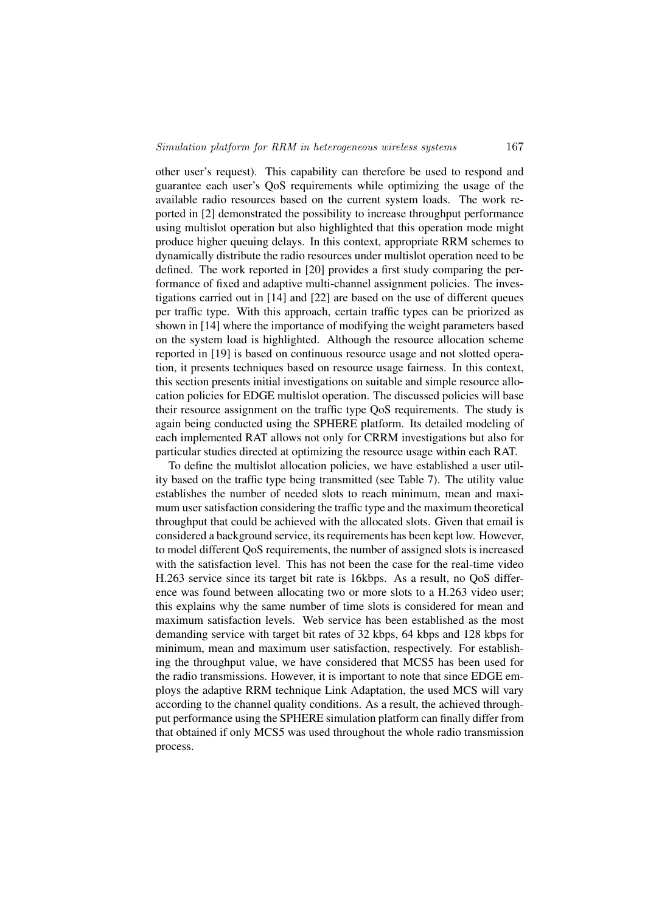other user's request). This capability can therefore be used to respond and guarantee each user's QoS requirements while optimizing the usage of the available radio resources based on the current system loads. The work reported in [2] demonstrated the possibility to increase throughput performance using multislot operation but also highlighted that this operation mode might produce higher queuing delays. In this context, appropriate RRM schemes to dynamically distribute the radio resources under multislot operation need to be defined. The work reported in [20] provides a first study comparing the performance of fixed and adaptive multi-channel assignment policies. The investigations carried out in [14] and [22] are based on the use of different queues per traffic type. With this approach, certain traffic types can be priorized as shown in [14] where the importance of modifying the weight parameters based on the system load is highlighted. Although the resource allocation scheme reported in [19] is based on continuous resource usage and not slotted operation, it presents techniques based on resource usage fairness. In this context, this section presents initial investigations on suitable and simple resource allocation policies for EDGE multislot operation. The discussed policies will base their resource assignment on the traffic type QoS requirements. The study is again being conducted using the SPHERE platform. Its detailed modeling of each implemented RAT allows not only for CRRM investigations but also for particular studies directed at optimizing the resource usage within each RAT.

To define the multislot allocation policies, we have established a user utility based on the traffic type being transmitted (see Table 7). The utility value establishes the number of needed slots to reach minimum, mean and maximum user satisfaction considering the traffic type and the maximum theoretical throughput that could be achieved with the allocated slots. Given that email is considered a background service, its requirements has been kept low. However, to model different QoS requirements, the number of assigned slots is increased with the satisfaction level. This has not been the case for the real-time video H.263 service since its target bit rate is 16kbps. As a result, no QoS difference was found between allocating two or more slots to a H.263 video user; this explains why the same number of time slots is considered for mean and maximum satisfaction levels. Web service has been established as the most demanding service with target bit rates of 32 kbps, 64 kbps and 128 kbps for minimum, mean and maximum user satisfaction, respectively. For establishing the throughput value, we have considered that MCS5 has been used for the radio transmissions. However, it is important to note that since EDGE employs the adaptive RRM technique Link Adaptation, the used MCS will vary according to the channel quality conditions. As a result, the achieved throughput performance using the SPHERE simulation platform can finally differ from that obtained if only MCS5 was used throughout the whole radio transmission process.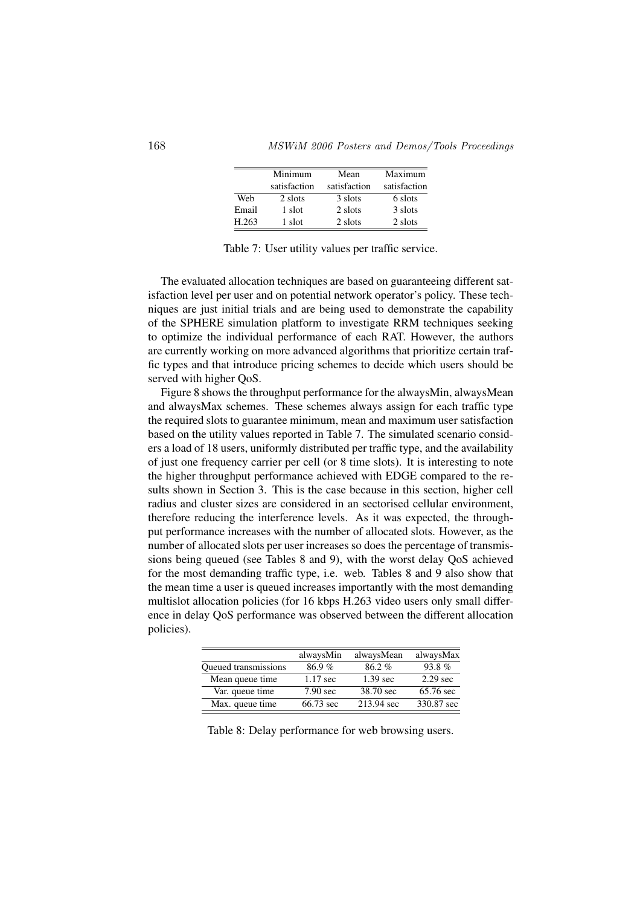|  | Minimum satisfaction | Mean satisfaction | Maximum satisfaction |
|---|---|---|---|
| Web | 2 slots | 3 slots | 6 slots |
| Email | 1 slot | 2 slots | 3 slots |
| H.263 | 1 slot | 2 slots | 2 slots |

Table 7: User utility values per traffic service.

The evaluated allocation techniques are based on guaranteeing different satisfaction level per user and on potential network operator's policy. These techniques are just initial trials and are being used to demonstrate the capability of the SPHERE simulation platform to investigate RRM techniques seeking to optimize the individual performance of each RAT. However, the authors are currently working on more advanced algorithms that prioritize certain traffic types and that introduce pricing schemes to decide which users should be served with higher QoS.

Figure 8 shows the throughput performance for the alwaysMin, alwaysMean and alwaysMax schemes. These schemes always assign for each traffic type the required slots to guarantee minimum, mean and maximum user satisfaction based on the utility values reported in Table 7. The simulated scenario considers a load of 18 users, uniformly distributed per traffic type, and the availability of just one frequency carrier per cell (or 8 time slots). It is interesting to note the higher throughput performance achieved with EDGE compared to the results shown in Section 3. This is the case because in this section, higher cell radius and cluster sizes are considered in an sectorised cellular environment, therefore reducing the interference levels. As it was expected, the throughput performance increases with the number of allocated slots. However, as the number of allocated slots per user increases so does the percentage of transmissions being queued (see Tables 8 and 9), with the worst delay QoS achieved for the most demanding traffic type, i.e. web. Tables 8 and 9 also show that the mean time a user is queued increases importantly with the most demanding multislot allocation policies (for 16 kbps H.263 video users only small difference in delay QoS performance was observed between the different allocation policies).

|  | alwaysMin | alwaysMean | alwaysMax |
|---|---|---|---|
| Queued transmissions | 86.9 % | 86.2 % | 93.8 % |
| Mean queue time | 1.17 sec | 1.39 sec | 2.29 sec |
| Var. queue time | 7.90 sec | 38.70 sec | 65.76 sec |
| Max. queue time | 66.73 sec | 213.94 sec | 330.87 sec |

Table 8: Delay performance for web browsing users.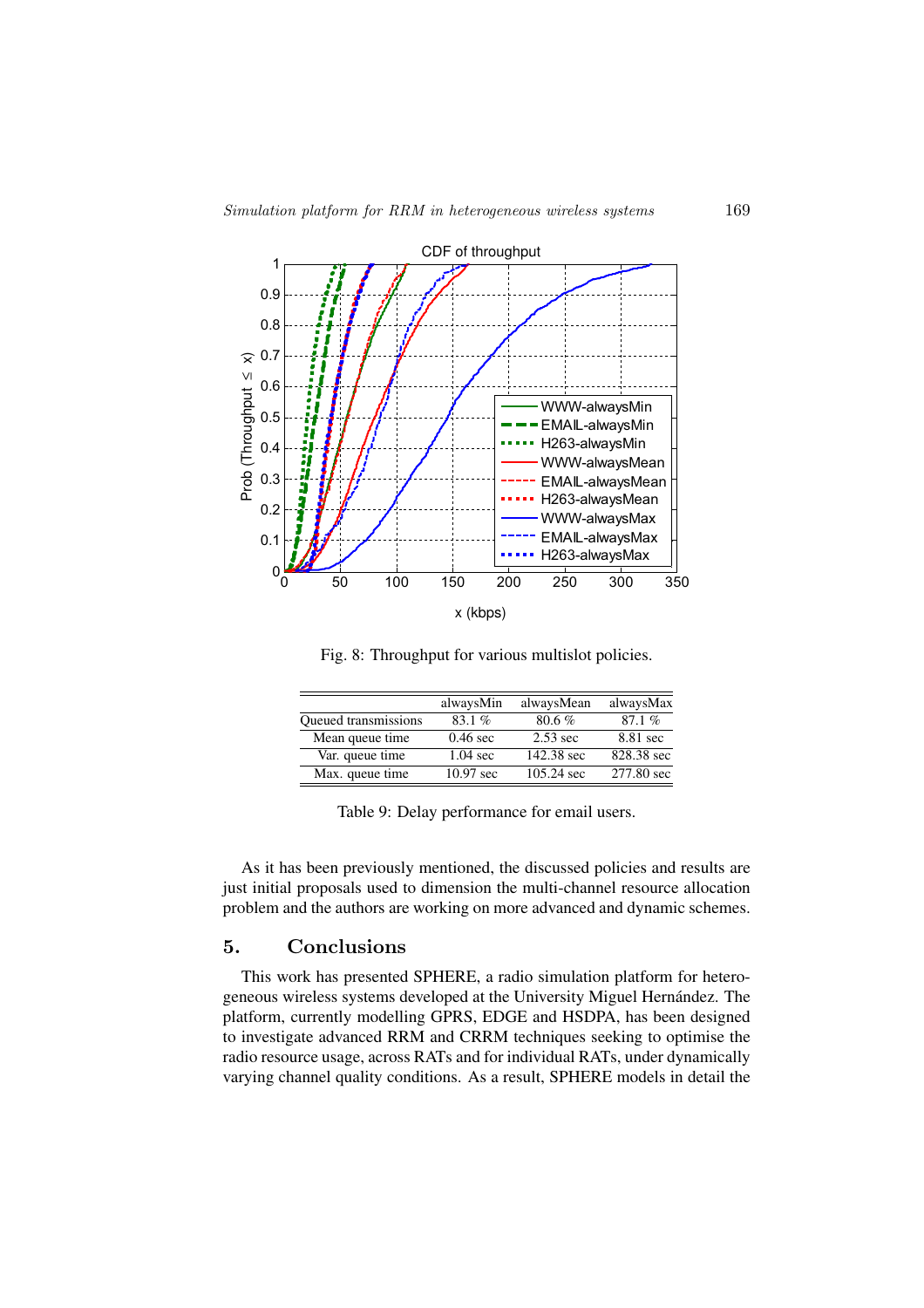Fig. 8: Throughput for various multislot policies.

| | alwaysMin | alwaysMean | alwaysMax |
|---|---|---|---|
| Queued transmissions | 83.1 % | 80.6 % | 87.1 % |
| Mean queue time | 0.46 sec | 2.53 sec | 8.81 sec |
| Var. queue time | 1.04 sec | 142.38 sec | 828.38 sec |
| Max. queue time | 10.97 sec | 105.24 sec | 277.80 sec |

Table 9: Delay performance for email users.

As it has been previously mentioned, the discussed policies and results are just initial proposals used to dimension the multi-channel resource allocation problem and the authors are working on more advanced and dynamic schemes.

## 5. Conclusions

This work has presented SPHERE, a radio simulation platform for heterogeneous wireless systems developed at the University Miguel Hernández. The platform, currently modelling GPRS, EDGE and HSDPA, has been designed to investigate advanced RRM and CRRM techniques seeking to optimise the radio resource usage, across RATs and for individual RATs, under dynamically varying channel quality conditions. As a result, SPHERE models in detail the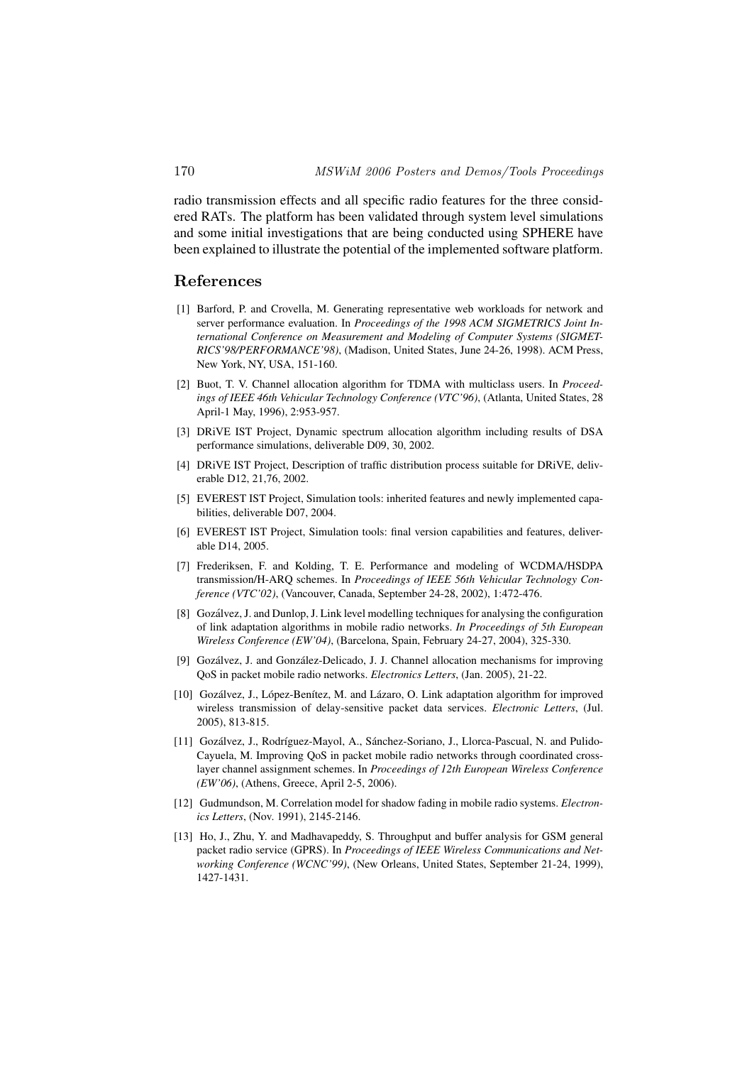radio transmission effects and all specific radio features for the three considered RATs. The platform has been validated through system level simulations and some initial investigations that are being conducted using SPHERE have been explained to illustrate the potential of the implemented software platform.

## References

[1] Barford, P. and Crovella, M. Generating representative web workloads for network and server performance evaluation. In *Proceedings of the 1998 ACM SIGMETRICS Joint International Conference on Measurement and Modeling of Computer Systems (SIGMETRICS'98/PERFORMANCE'98)*, (Madison, United States, June 24-26, 1998). ACM Press, New York, NY, USA, 151-160.

[2] Buot, T. V. Channel allocation algorithm for TDMA with multiclass users. In *Proceedings of IEEE 46th Vehicular Technology Conference (VTC'96)*, (Atlanta, United States, 28 April-1 May, 1996), 2:953-957.

[3] DRiVE IST Project, Dynamic spectrum allocation algorithm including results of DSA performance simulations, deliverable D09, 30, 2002.

[4] DRiVE IST Project, Description of traffic distribution process suitable for DRiVE, deliverable D12, 21,76, 2002.

[5] EVEREST IST Project, Simulation tools: inherited features and newly implemented capabilities, deliverable D07, 2004.

[6] EVEREST IST Project, Simulation tools: final version capabilities and features, deliverable D14, 2005.

[7] Frederiksen, F. and Kolding, T. E. Performance and modeling of WCDMA/HSDPA transmission/H-ARQ schemes. In *Proceedings of IEEE 56th Vehicular Technology Conference (VTC'02)*, (Vancouver, Canada, September 24-28, 2002), 1:472-476.

[8] Gozálvez, J. and Dunlop, J. Link level modelling techniques for analysing the configuration of link adaptation algorithms in mobile radio networks. *In Proceedings of 5th European Wireless Conference (EW'04)*, (Barcelona, Spain, February 24-27, 2004), 325-330.

[9] Gozálvez, J. and González-Delicado, J. J. Channel allocation mechanisms for improving QoS in packet mobile radio networks. *Electronics Letters*, (Jan. 2005), 21-22.

[10] Gozálvez, J., López-Benítez, M. and Lázaro, O. Link adaptation algorithm for improved wireless transmission of delay-sensitive packet data services. *Electronic Letters*, (Jul. 2005), 813-815.

[11] Gozálvez, J., Rodríguez-Mayol, A., Sánchez-Soriano, J., Llorca-Pascual, N. and Pulido-Cayuela, M. Improving QoS in packet mobile radio networks through coordinated cross-layer channel assignment schemes. In *Proceedings of 12th European Wireless Conference (EW'06)*, (Athens, Greece, April 2-5, 2006).

[12] Gudmundson, M. Correlation model for shadow fading in mobile radio systems. *Electronics Letters*, (Nov. 1991), 2145-2146.

[13] Ho, J., Zhu, Y. and Madhavapeddy, S. Throughput and buffer analysis for GSM general packet radio service (GPRS). In *Proceedings of IEEE Wireless Communications and Networking Conference (WCNC'99)*, (New Orleans, United States, September 21-24, 1999), 1427-1431.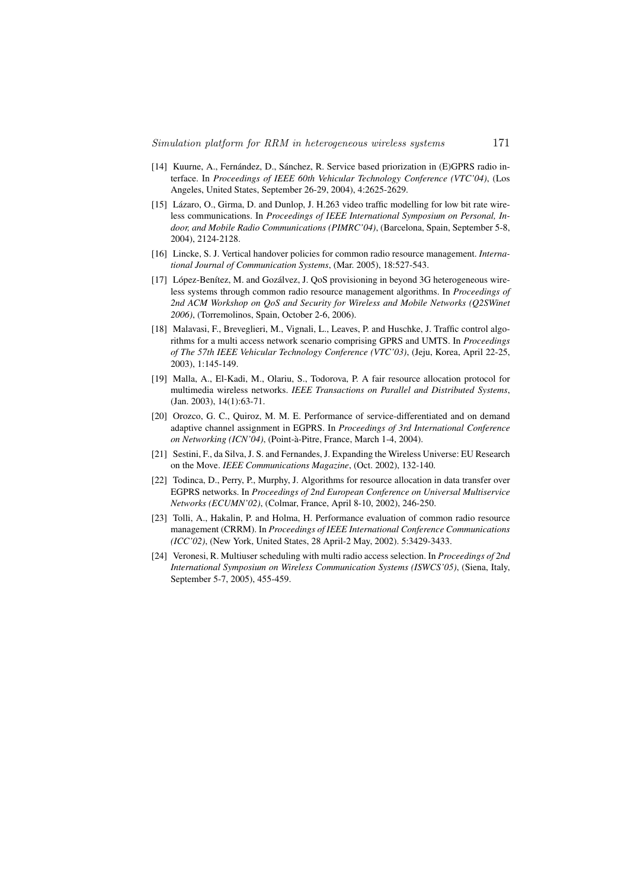[14] Kuurne, A., Fernández, D., Sánchez, R. Service based priorization in (E)GPRS radio interface. In *Proceedings of IEEE 60th Vehicular Technology Conference (VTC'04)*, (Los Angeles, United States, September 26-29, 2004), 4:2625-2629.

[15] Lázaro, O., Girma, D. and Dunlop, J. H.263 video traffic modelling for low bit rate wireless communications. In *Proceedings of IEEE International Symposium on Personal, Indoor, and Mobile Radio Communications (PIMRC'04)*, (Barcelona, Spain, September 5-8, 2004), 2124-2128.

[16] Lincke, S. J. Vertical handover policies for common radio resource management. *International Journal of Communication Systems*, (Mar. 2005), 18:527-543.

[17] López-Benítez, M. and Gozálvez, J. QoS provisioning in beyond 3G heterogeneous wireless systems through common radio resource management algorithms. In *Proceedings of 2nd ACM Workshop on QoS and Security for Wireless and Mobile Networks (Q2SWinet 2006)*, (Torremolinos, Spain, October 2-6, 2006).

[18] Malavasi, F., Breveglieri, M., Vignali, L., Leaves, P. and Huschke, J. Traffic control algorithms for a multi access network scenario comprising GPRS and UMTS. In *Proceedings of The 57th IEEE Vehicular Technology Conference (VTC'03)*, (Jeju, Korea, April 22-25, 2003), 1:145-149.

[19] Malla, A., El-Kadi, M., Olariu, S., Todorova, P. A fair resource allocation protocol for multimedia wireless networks. *IEEE Transactions on Parallel and Distributed Systems*, (Jan. 2003), 14(1):63-71.

[20] Orozco, G. C., Quiroz, M. M. E. Performance of service-differentiated and on demand adaptive channel assignment in EGPRS. In *Proceedings of 3rd International Conference on Networking (ICN'04)*, (Point-à-Pitre, France, March 1-4, 2004).

[21] Sestini, F., da Silva, J. S. and Fernandes, J. Expanding the Wireless Universe: EU Research on the Move. *IEEE Communications Magazine*, (Oct. 2002), 132-140.

[22] Todinca, D., Perry, P., Murphy, J. Algorithms for resource allocation in data transfer over EGPRS networks. In *Proceedings of 2nd European Conference on Universal Multiservice Networks (ECUMN'02)*, (Colmar, France, April 8-10, 2002), 246-250.

[23] Tolli, A., Hakalin, P. and Holma, H. Performance evaluation of common radio resource management (CRRM). In *Proceedings of IEEE International Conference Communications (ICC'02)*, (New York, United States, 28 April-2 May, 2002). 5:3429-3433.

[24] Veronesi, R. Multiuser scheduling with multi radio access selection. In *Proceedings of 2nd International Symposium on Wireless Communication Systems (ISWCS'05)*, (Siena, Italy, September 5-7, 2005), 455-459.